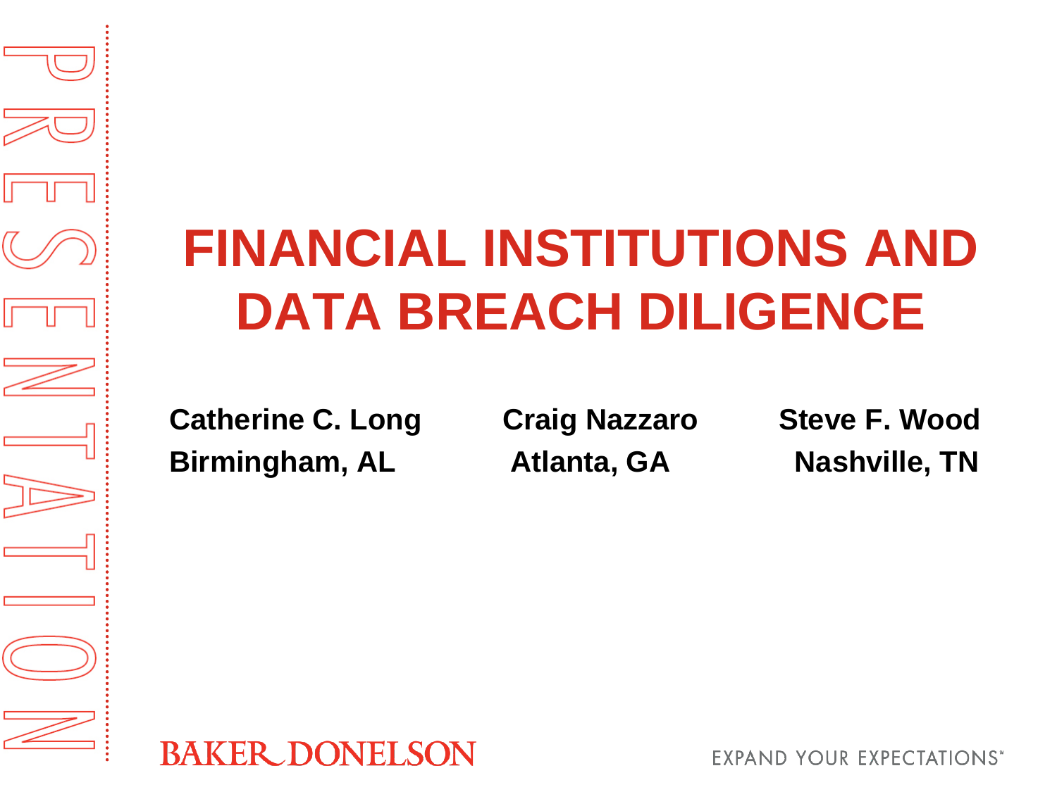PRESENTATION

# FINANCIAL INSTITUTIONS AND DATA BREACH DILIGENCE

**Catherine C. Long**
**Birmingham, AL**

**Craig Nazzaro**
**Atlanta, GA**

**Steve F. Wood**
**Nashville, TN**

BAKER DONELSON

EXPAND YOUR EXPECTATIONS℠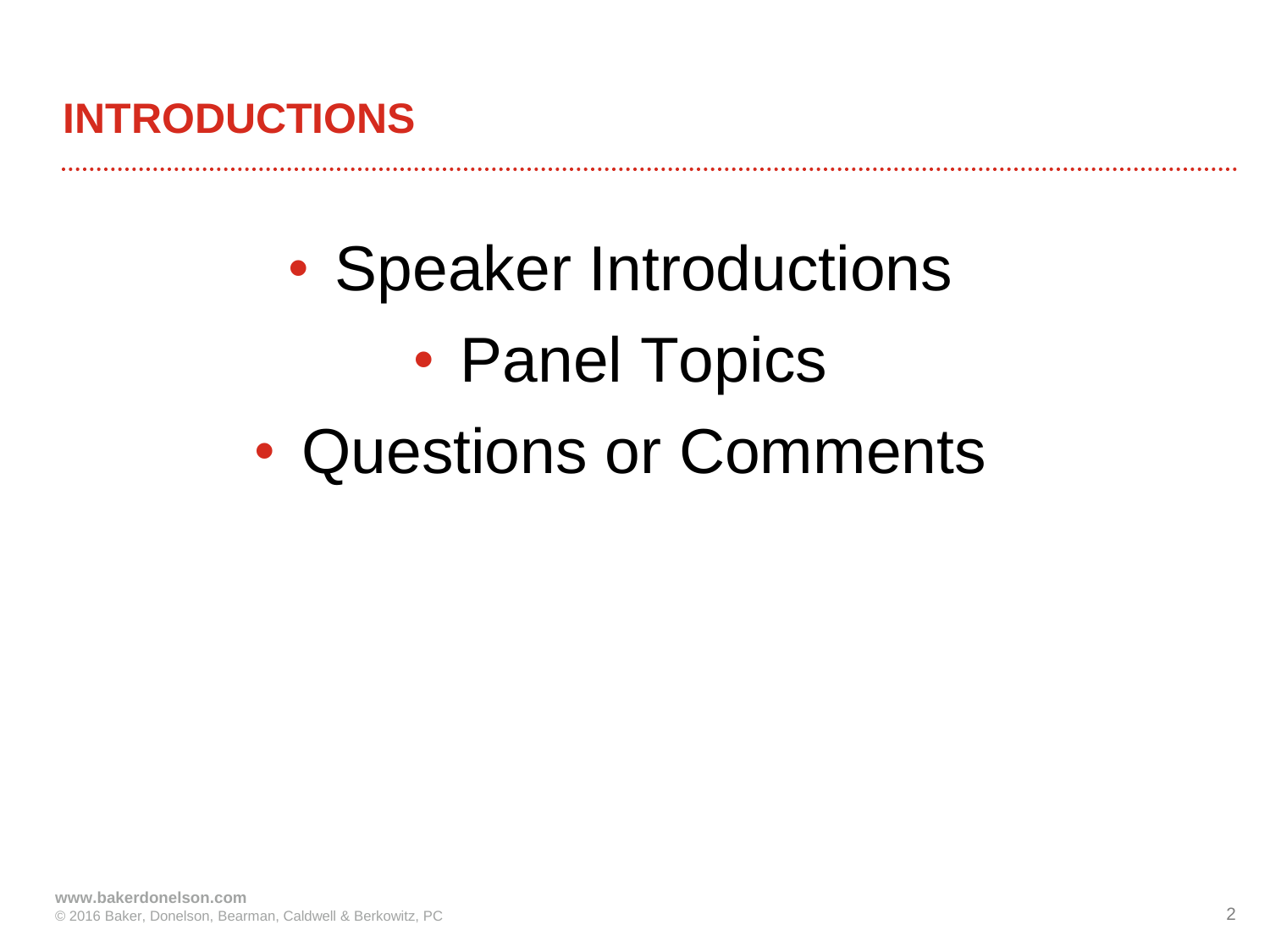## INTRODUCTIONS

- Speaker Introductions
- Panel Topics
- Questions or Comments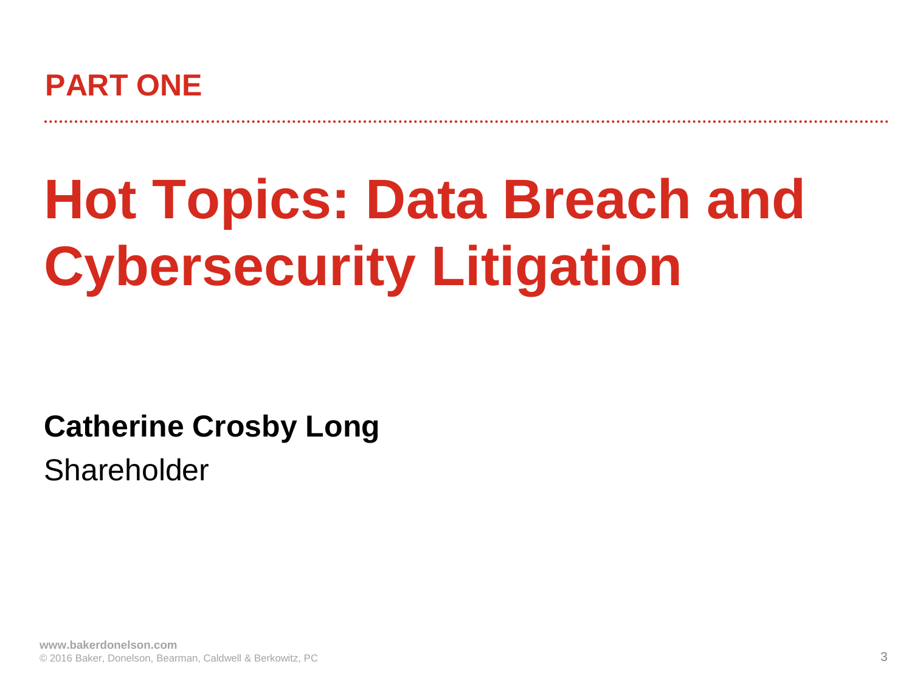PART ONE

# Hot Topics: Data Breach and Cybersecurity Litigation

**Catherine Crosby Long**

Shareholder

**www.bakerdonelson.com**

© 2016 Baker, Donelson, Bearman, Caldwell & Berkowitz, PC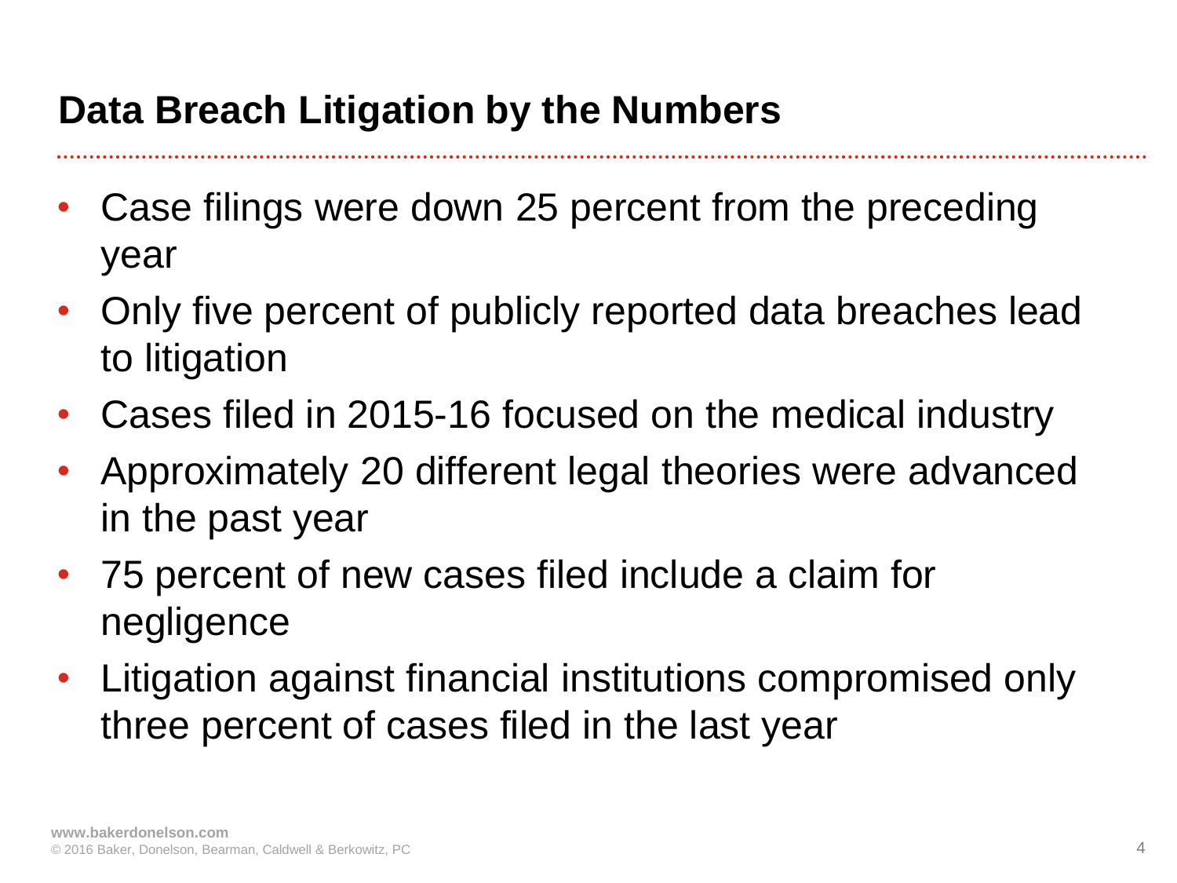## Data Breach Litigation by the Numbers

- Case filings were down 25 percent from the preceding year
- Only five percent of publicly reported data breaches lead to litigation
- Cases filed in 2015-16 focused on the medical industry
- Approximately 20 different legal theories were advanced in the past year
- 75 percent of new cases filed include a claim for negligence
- Litigation against financial institutions compromised only three percent of cases filed in the last year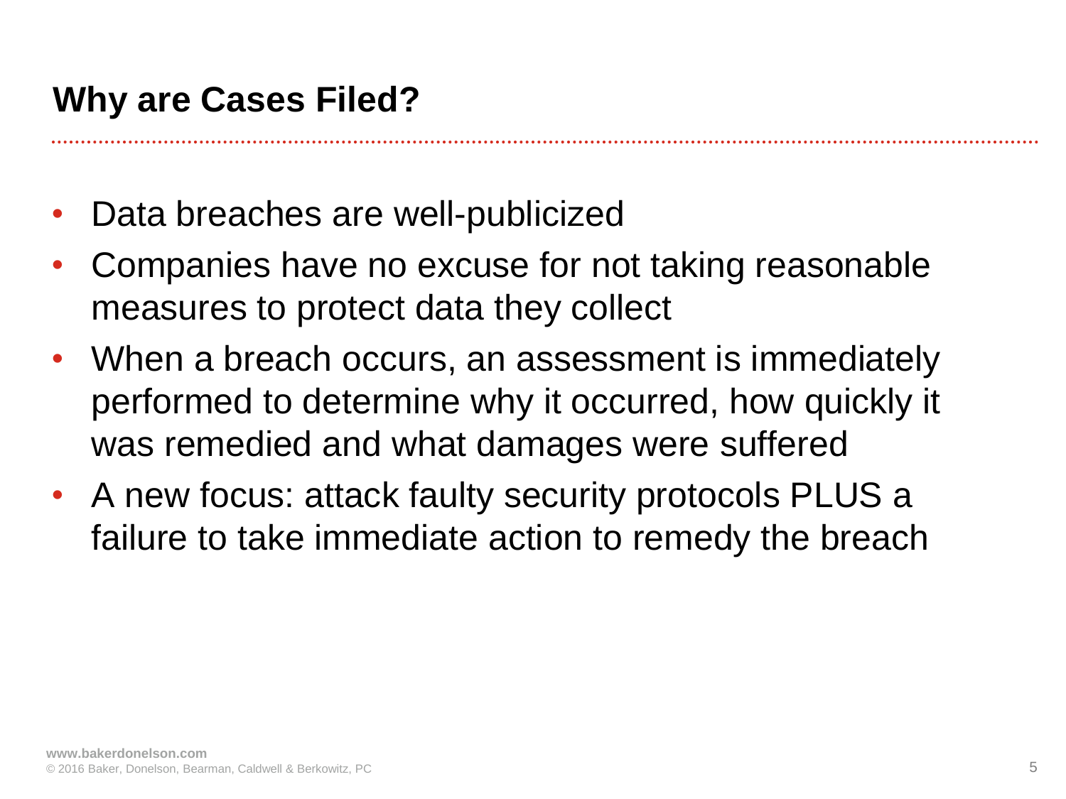## Why are Cases Filed?

- Data breaches are well-publicized
- Companies have no excuse for not taking reasonable measures to protect data they collect
- When a breach occurs, an assessment is immediately performed to determine why it occurred, how quickly it was remedied and what damages were suffered
- A new focus: attack faulty security protocols PLUS a failure to take immediate action to remedy the breach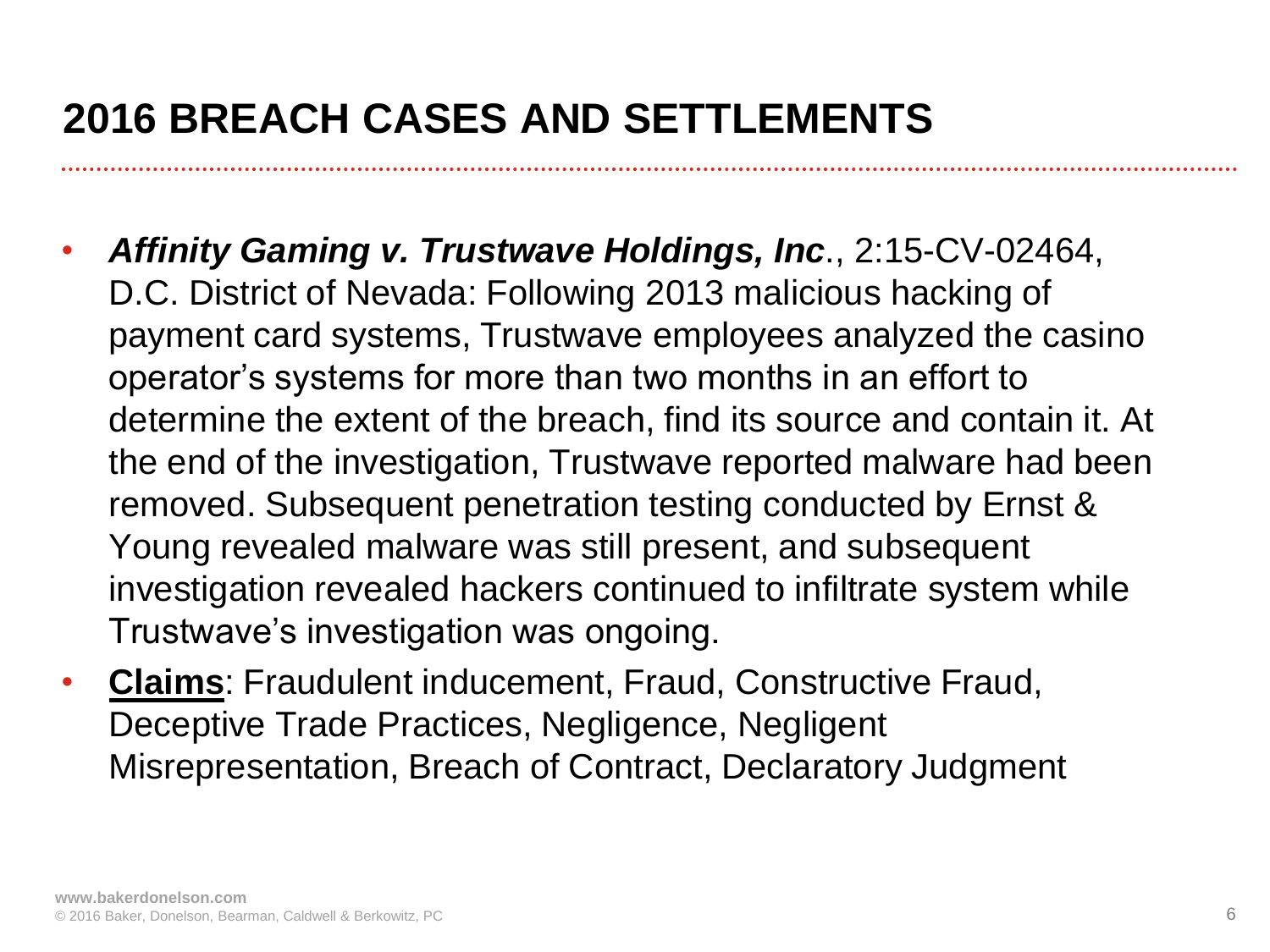# 2016 BREACH CASES AND SETTLEMENTS

- ***Affinity Gaming v. Trustwave Holdings, Inc***., 2:15-CV-02464, D.C. District of Nevada: Following 2013 malicious hacking of payment card systems, Trustwave employees analyzed the casino operator's systems for more than two months in an effort to determine the extent of the breach, find its source and contain it. At the end of the investigation, Trustwave reported malware had been removed. Subsequent penetration testing conducted by Ernst & Young revealed malware was still present, and subsequent investigation revealed hackers continued to infiltrate system while Trustwave's investigation was ongoing.
- **Claims**: Fraudulent inducement, Fraud, Constructive Fraud, Deceptive Trade Practices, Negligence, Negligent Misrepresentation, Breach of Contract, Declaratory Judgment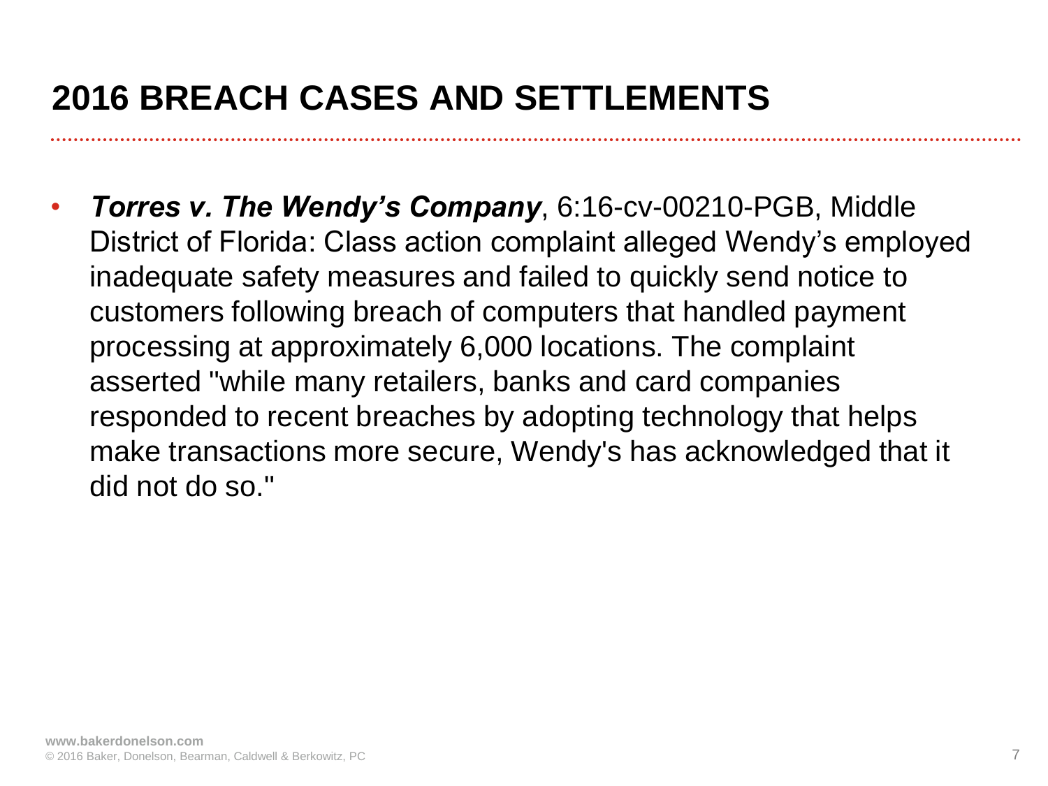# 2016 BREACH CASES AND SETTLEMENTS

- ***Torres v. The Wendy's Company***, 6:16-cv-00210-PGB, Middle District of Florida: Class action complaint alleged Wendy's employed inadequate safety measures and failed to quickly send notice to customers following breach of computers that handled payment processing at approximately 6,000 locations. The complaint asserted "while many retailers, banks and card companies responded to recent breaches by adopting technology that helps make transactions more secure, Wendy's has acknowledged that it did not do so."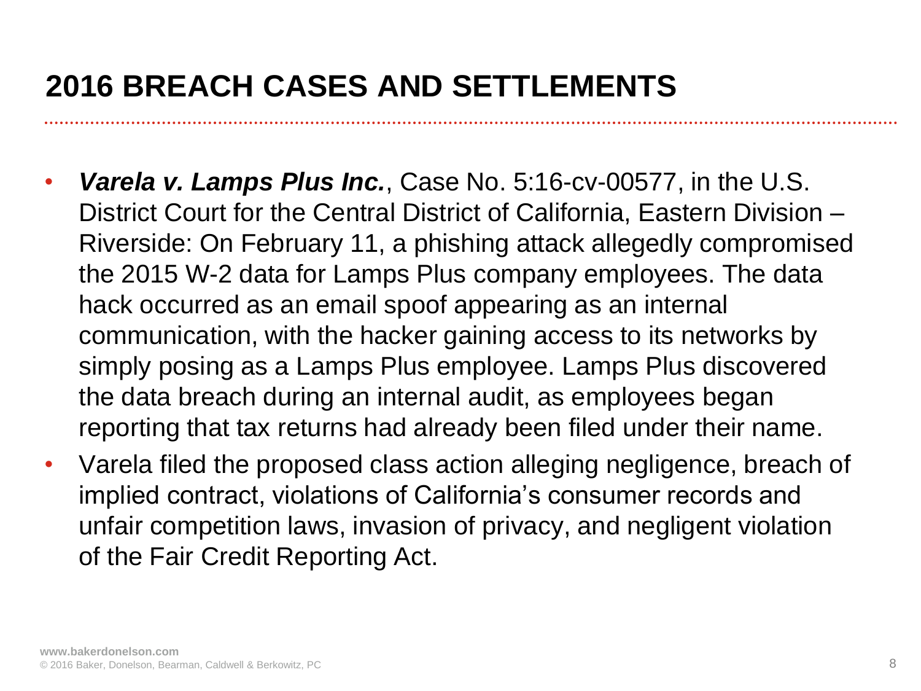## 2016 BREACH CASES AND SETTLEMENTS

- ***Varela v. Lamps Plus Inc.***, Case No. 5:16-cv-00577, in the U.S. District Court for the Central District of California, Eastern Division – Riverside: On February 11, a phishing attack allegedly compromised the 2015 W-2 data for Lamps Plus company employees. The data hack occurred as an email spoof appearing as an internal communication, with the hacker gaining access to its networks by simply posing as a Lamps Plus employee. Lamps Plus discovered the data breach during an internal audit, as employees began reporting that tax returns had already been filed under their name.
- Varela filed the proposed class action alleging negligence, breach of implied contract, violations of California's consumer records and unfair competition laws, invasion of privacy, and negligent violation of the Fair Credit Reporting Act.

**www.bakerdonelson.com**
© 2016 Baker, Donelson, Bearman, Caldwell & Berkowitz, PC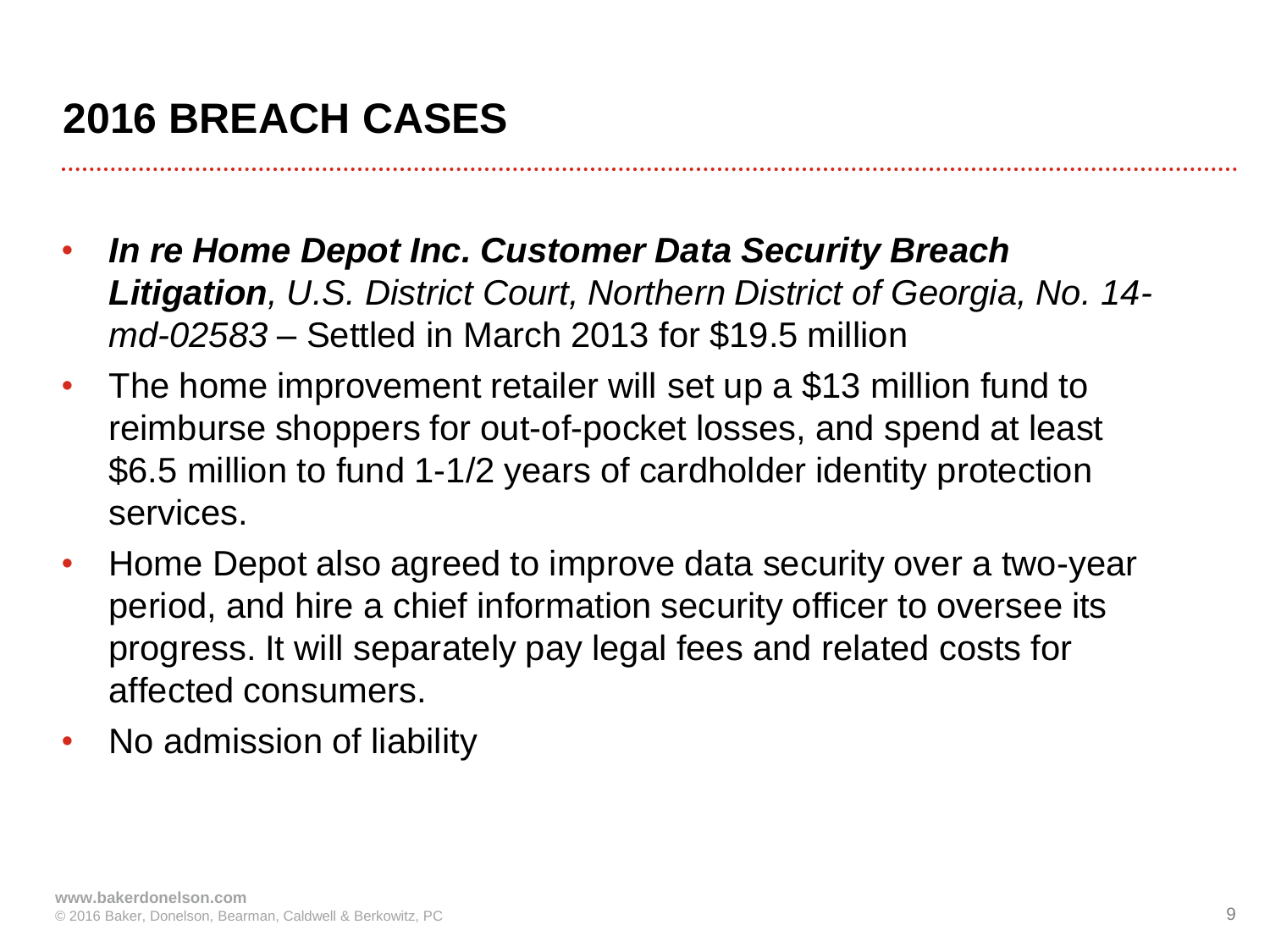# 2016 BREACH CASES

- ***In re Home Depot Inc. Customer Data Security Breach Litigation****, U.S. District Court, Northern District of Georgia, No. 14-md-02583* – Settled in March 2013 for $19.5 million
- The home improvement retailer will set up a $13 million fund to reimburse shoppers for out-of-pocket losses, and spend at least $6.5 million to fund 1-1/2 years of cardholder identity protection services.
- Home Depot also agreed to improve data security over a two-year period, and hire a chief information security officer to oversee its progress. It will separately pay legal fees and related costs for affected consumers.
- No admission of liability

**www.bakerdonelson.com**
© 2016 Baker, Donelson, Bearman, Caldwell & Berkowitz, PC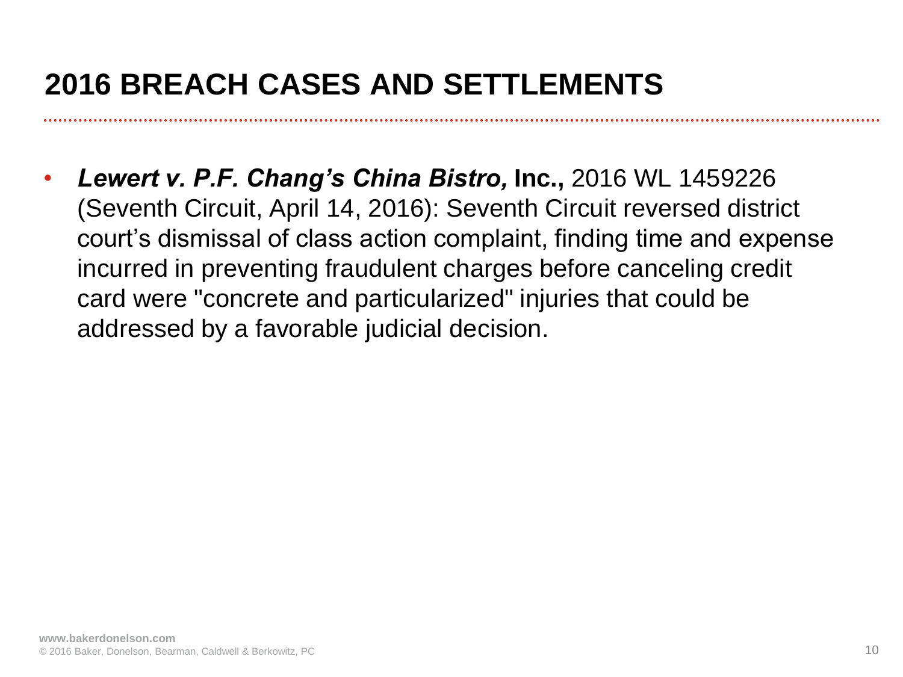# 2016 BREACH CASES AND SETTLEMENTS

- ***Lewert v. P.F. Chang's China Bistro,*** **Inc.,** 2016 WL 1459226 (Seventh Circuit, April 14, 2016): Seventh Circuit reversed district court's dismissal of class action complaint, finding time and expense incurred in preventing fraudulent charges before canceling credit card were "concrete and particularized" injuries that could be addressed by a favorable judicial decision.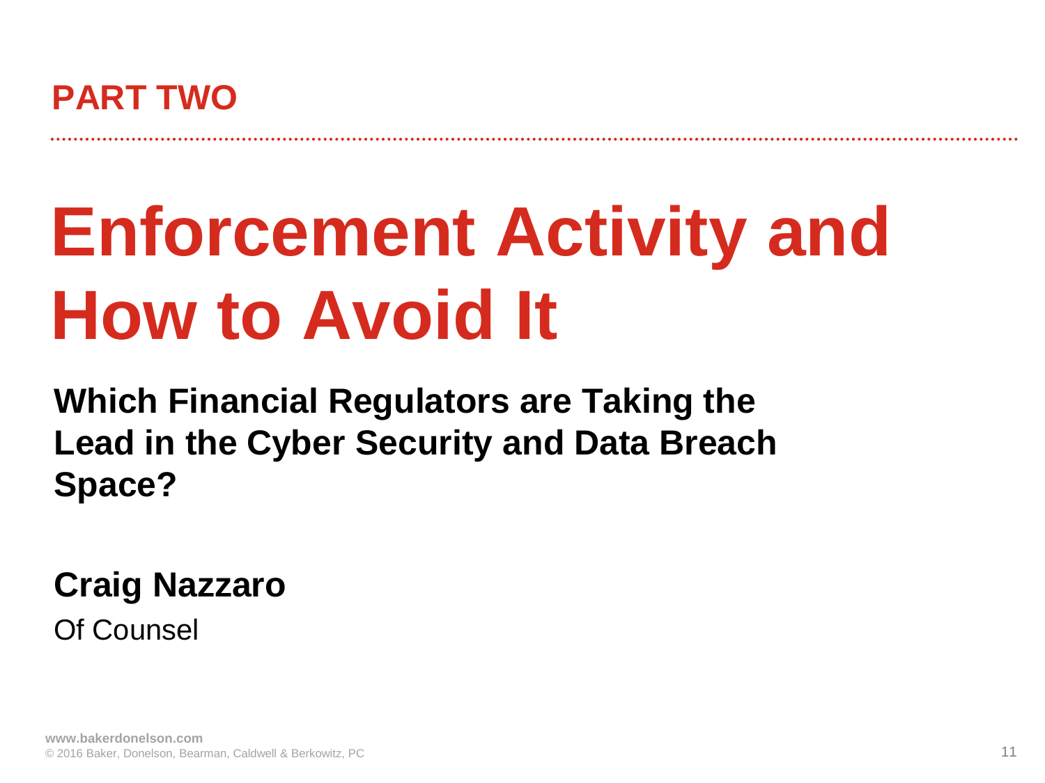## PART TWO

# Enforcement Activity and How to Avoid It

**Which Financial Regulators are Taking the Lead in the Cyber Security and Data Breach Space?**

**Craig Nazzaro**

Of Counsel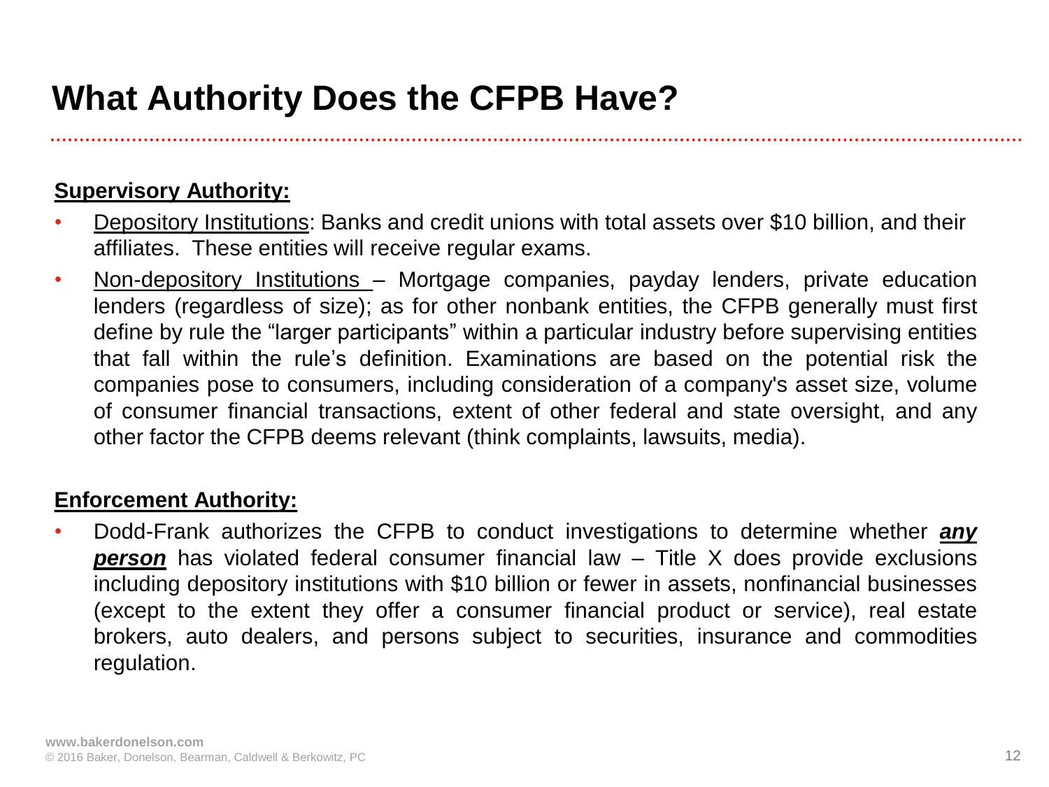# What Authority Does the CFPB Have?

**Supervisory Authority:**

- Depository Institutions: Banks and credit unions with total assets over $10 billion, and their affiliates. These entities will receive regular exams.
- Non-depository Institutions – Mortgage companies, payday lenders, private education lenders (regardless of size); as for other nonbank entities, the CFPB generally must first define by rule the "larger participants" within a particular industry before supervising entities that fall within the rule's definition. Examinations are based on the potential risk the companies pose to consumers, including consideration of a company's asset size, volume of consumer financial transactions, extent of other federal and state oversight, and any other factor the CFPB deems relevant (think complaints, lawsuits, media).

**Enforcement Authority:**

- Dodd-Frank authorizes the CFPB to conduct investigations to determine whether ***any person*** has violated federal consumer financial law – Title X does provide exclusions including depository institutions with $10 billion or fewer in assets, nonfinancial businesses (except to the extent they offer a consumer financial product or service), real estate brokers, auto dealers, and persons subject to securities, insurance and commodities regulation.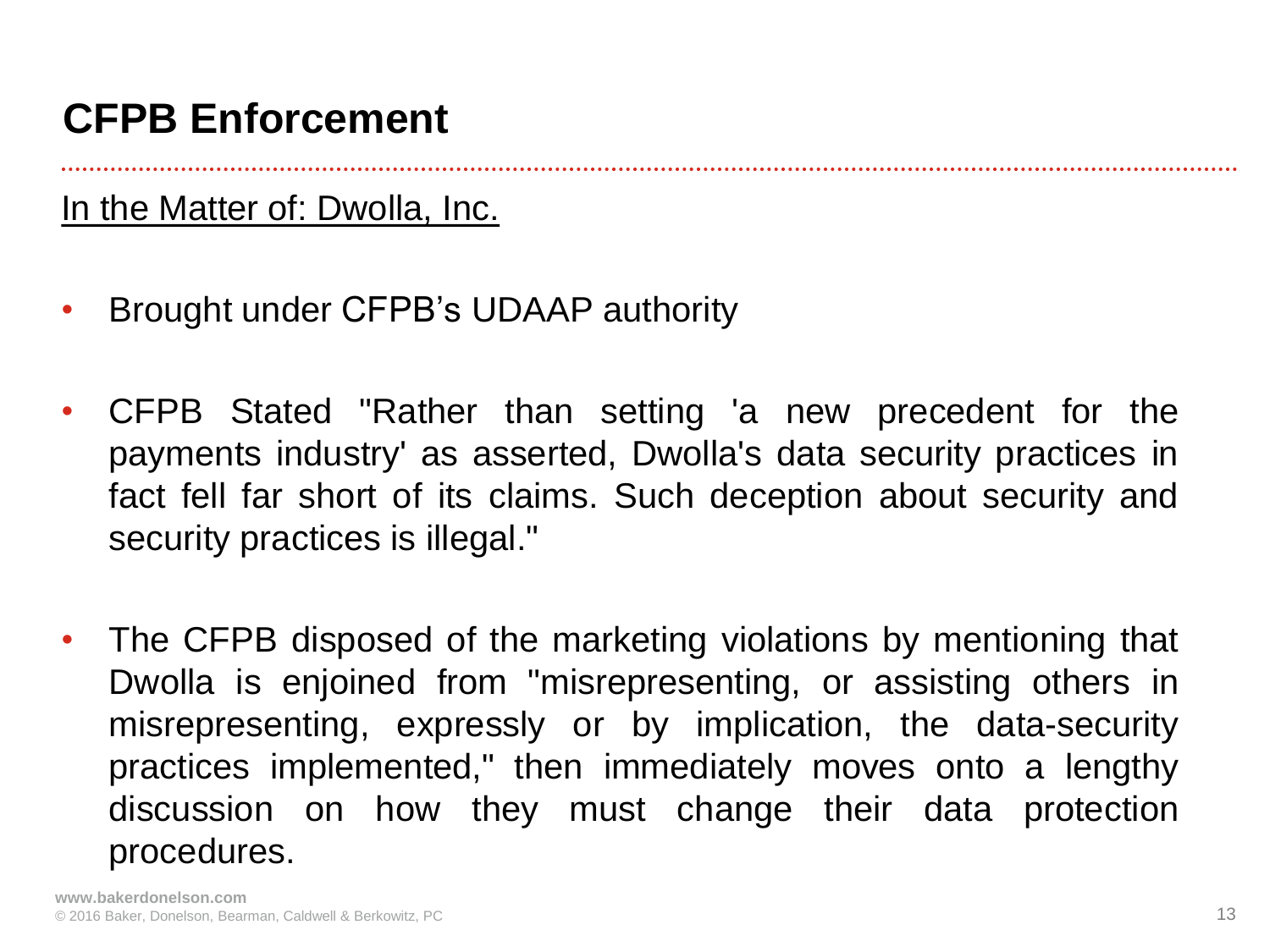# CFPB Enforcement

In the Matter of: Dwolla, Inc.

- Brought under CFPB's UDAAP authority
- CFPB Stated "Rather than setting 'a new precedent for the payments industry' as asserted, Dwolla's data security practices in fact fell far short of its claims. Such deception about security and security practices is illegal."
- The CFPB disposed of the marketing violations by mentioning that Dwolla is enjoined from "misrepresenting, or assisting others in misrepresenting, expressly or by implication, the data-security practices implemented," then immediately moves onto a lengthy discussion on how they must change their data protection procedures.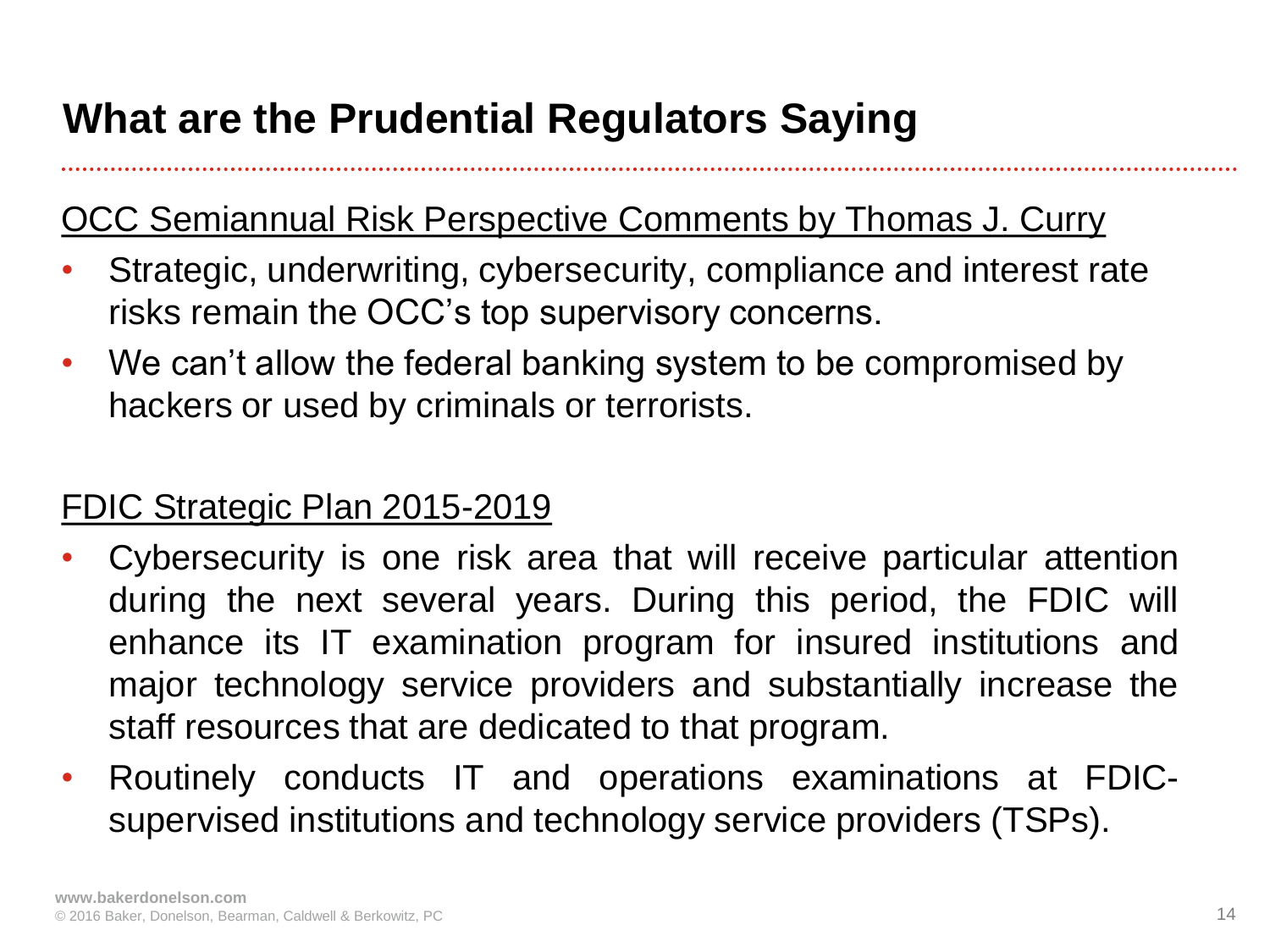# What are the Prudential Regulators Saying

OCC Semiannual Risk Perspective Comments by Thomas J. Curry

- Strategic, underwriting, cybersecurity, compliance and interest rate risks remain the OCC's top supervisory concerns.
- We can't allow the federal banking system to be compromised by hackers or used by criminals or terrorists.

FDIC Strategic Plan 2015-2019

- Cybersecurity is one risk area that will receive particular attention during the next several years. During this period, the FDIC will enhance its IT examination program for insured institutions and major technology service providers and substantially increase the staff resources that are dedicated to that program.
- Routinely conducts IT and operations examinations at FDIC-supervised institutions and technology service providers (TSPs).

www.bakerdonelson.com
© 2016 Baker, Donelson, Bearman, Caldwell & Berkowitz, PC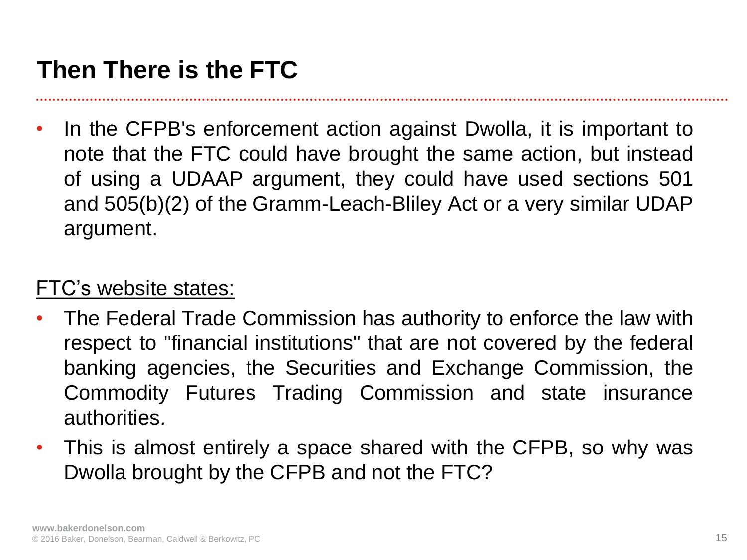# Then There is the FTC

- In the CFPB's enforcement action against Dwolla, it is important to note that the FTC could have brought the same action, but instead of using a UDAAP argument, they could have used sections 501 and 505(b)(2) of the Gramm-Leach-Bliley Act or a very similar UDAP argument.

<u>FTC's website states:</u>

- The Federal Trade Commission has authority to enforce the law with respect to "financial institutions" that are not covered by the federal banking agencies, the Securities and Exchange Commission, the Commodity Futures Trading Commission and state insurance authorities.
- This is almost entirely a space shared with the CFPB, so why was Dwolla brought by the CFPB and not the FTC?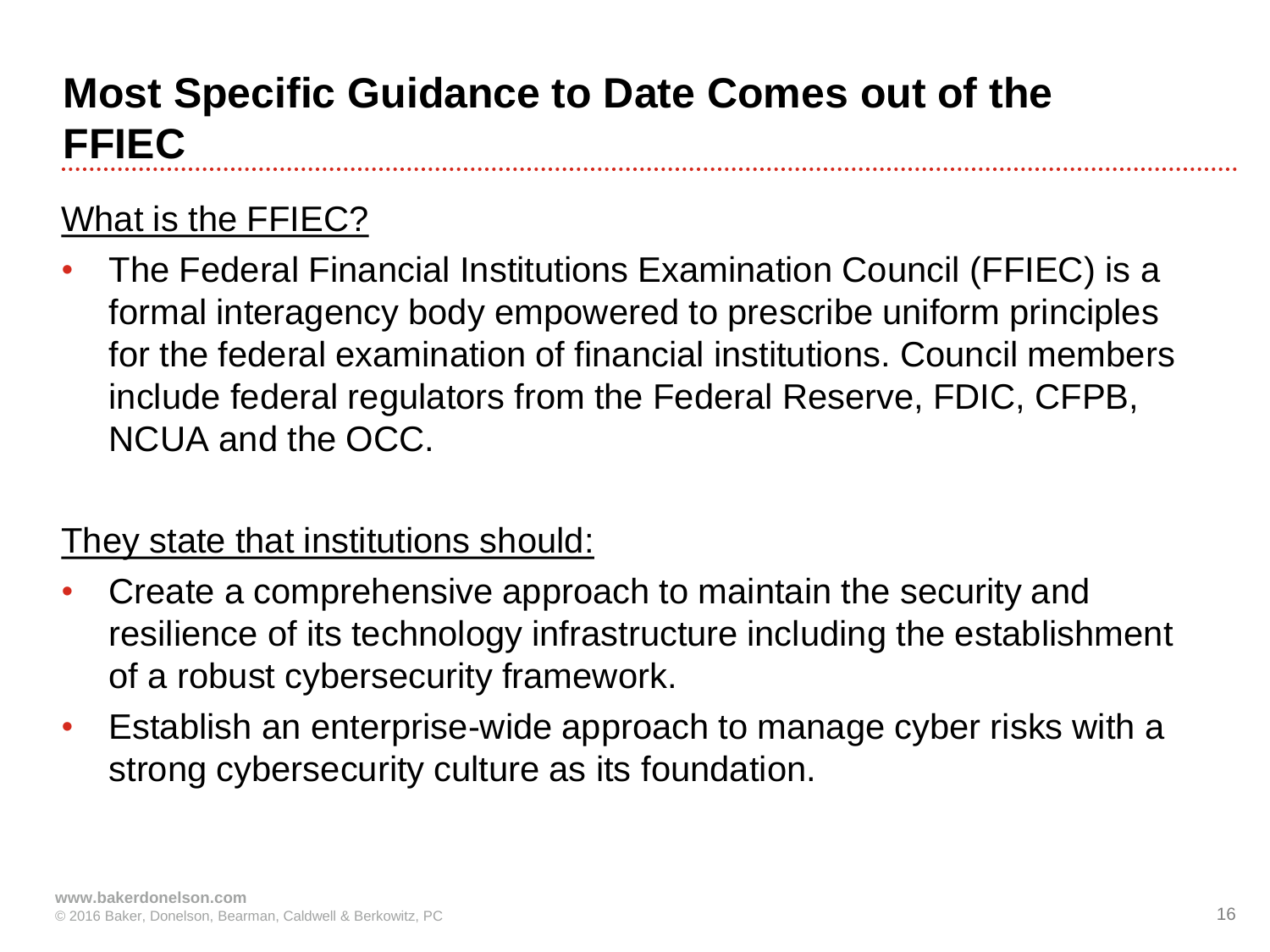# Most Specific Guidance to Date Comes out of the FFIEC

What is the FFIEC?

- The Federal Financial Institutions Examination Council (FFIEC) is a formal interagency body empowered to prescribe uniform principles for the federal examination of financial institutions. Council members include federal regulators from the Federal Reserve, FDIC, CFPB, NCUA and the OCC.

They state that institutions should:

- Create a comprehensive approach to maintain the security and resilience of its technology infrastructure including the establishment of a robust cybersecurity framework.
- Establish an enterprise-wide approach to manage cyber risks with a strong cybersecurity culture as its foundation.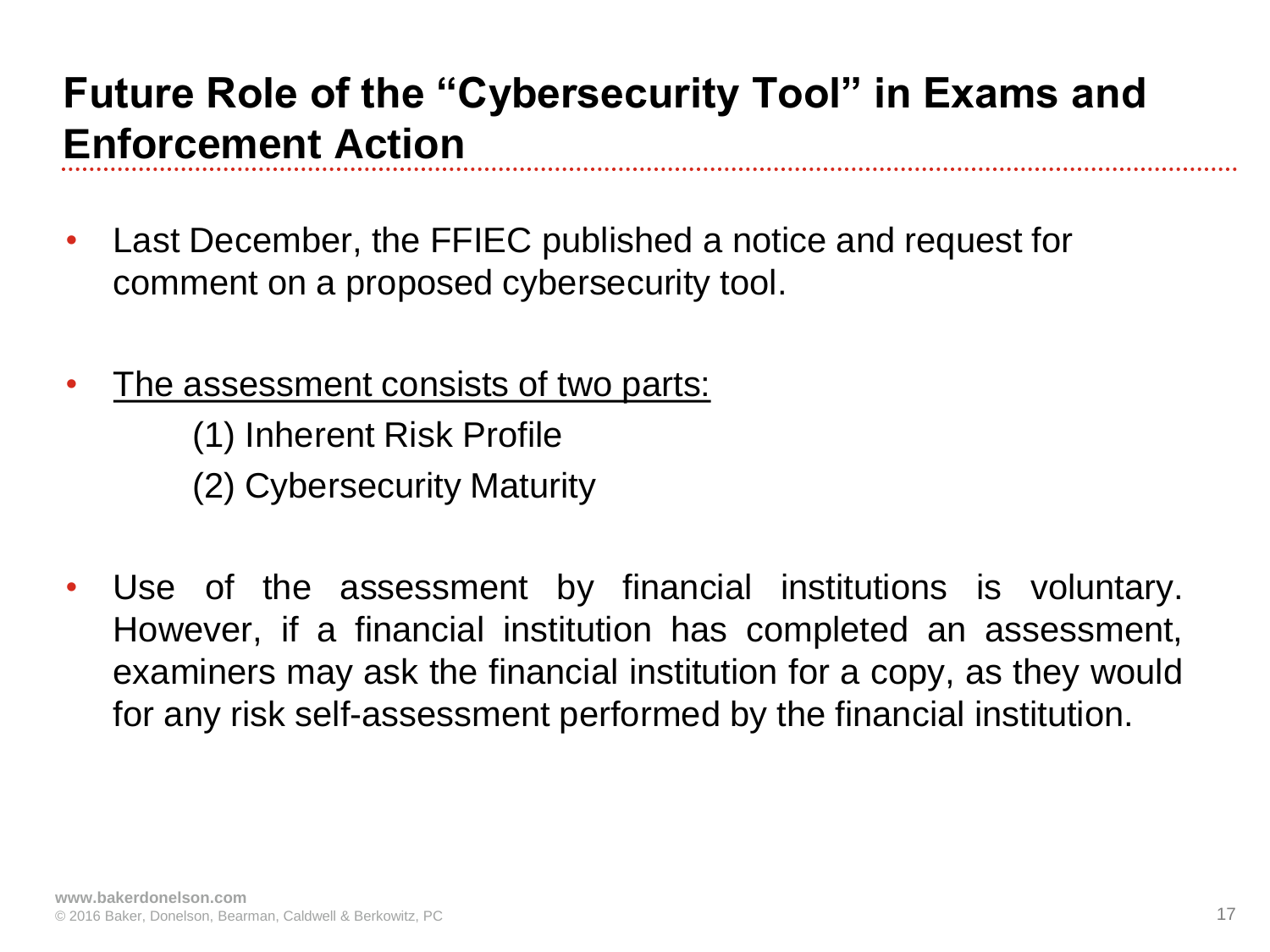# Future Role of the "Cybersecurity Tool" in Exams and Enforcement Action

- Last December, the FFIEC published a notice and request for comment on a proposed cybersecurity tool.

- <u>The assessment consists of two parts:</u>

  (1) Inherent Risk Profile

  (2) Cybersecurity Maturity

- Use of the assessment by financial institutions is voluntary. However, if a financial institution has completed an assessment, examiners may ask the financial institution for a copy, as they would for any risk self-assessment performed by the financial institution.

**www.bakerdonelson.com**
© 2016 Baker, Donelson, Bearman, Caldwell & Berkowitz, PC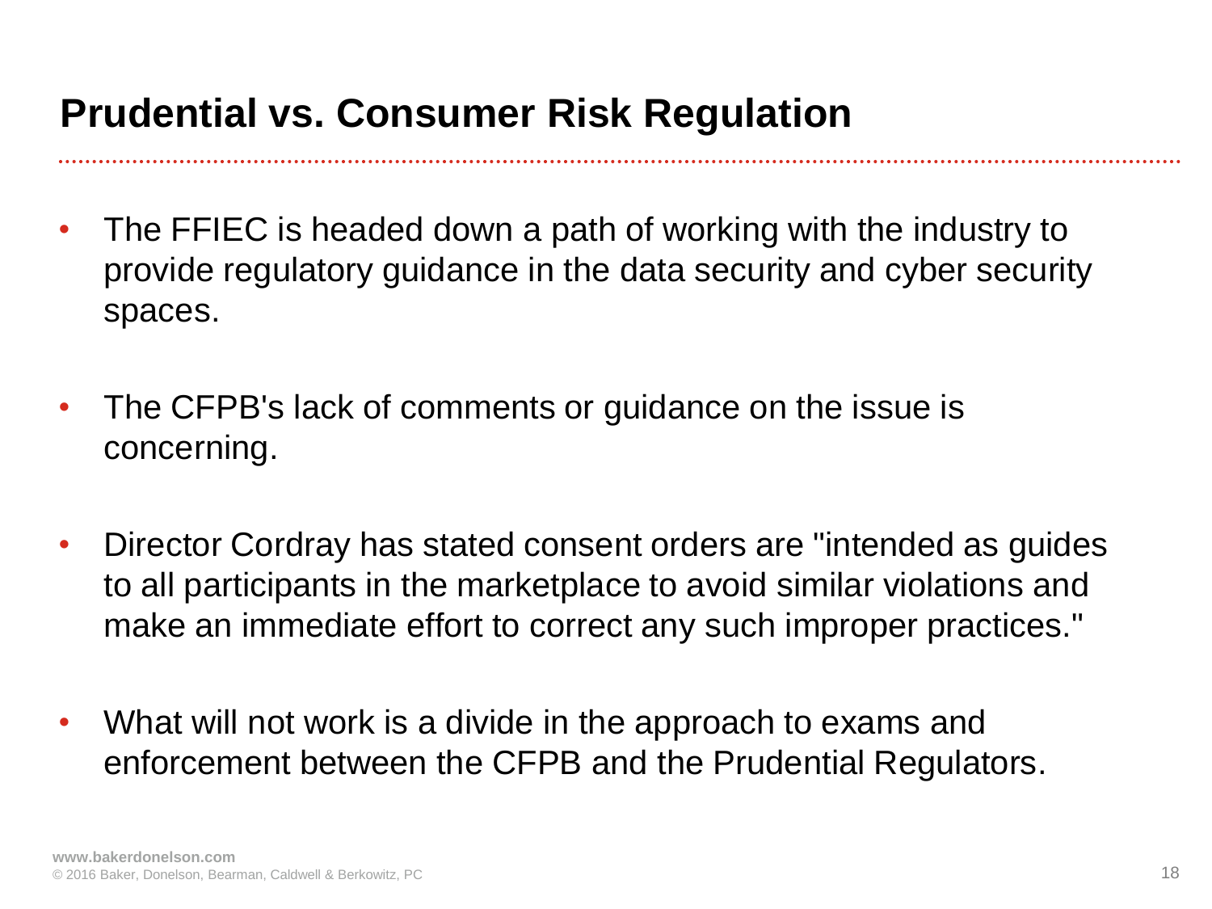# Prudential vs. Consumer Risk Regulation

- The FFIEC is headed down a path of working with the industry to provide regulatory guidance in the data security and cyber security spaces.
- The CFPB's lack of comments or guidance on the issue is concerning.
- Director Cordray has stated consent orders are "intended as guides to all participants in the marketplace to avoid similar violations and make an immediate effort to correct any such improper practices."
- What will not work is a divide in the approach to exams and enforcement between the CFPB and the Prudential Regulators.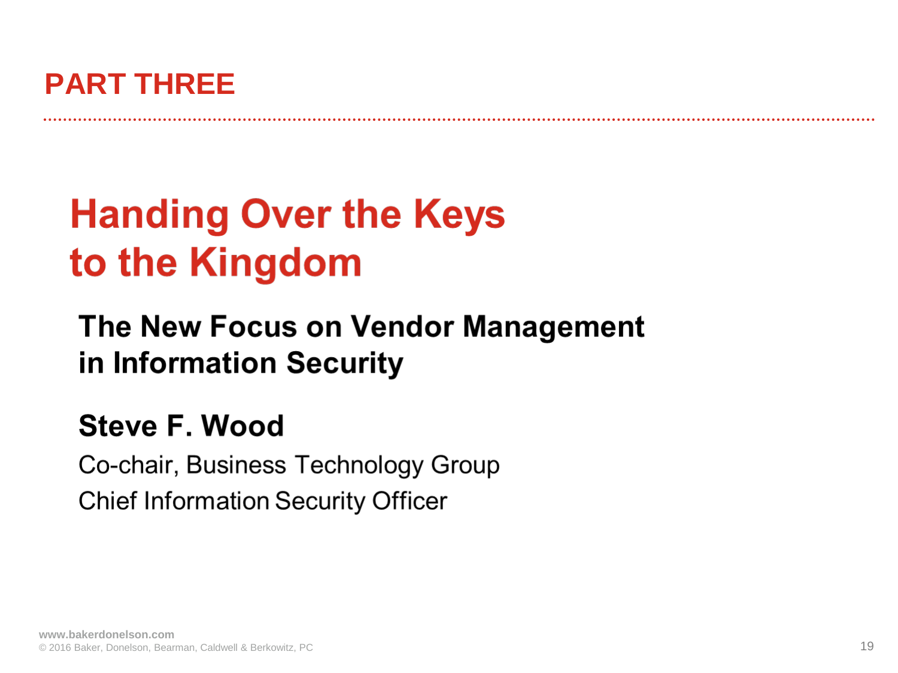## PART THREE

# Handing Over the Keys to the Kingdom

## The New Focus on Vendor Management in Information Security

### Steve F. Wood

Co-chair, Business Technology Group

Chief Information Security Officer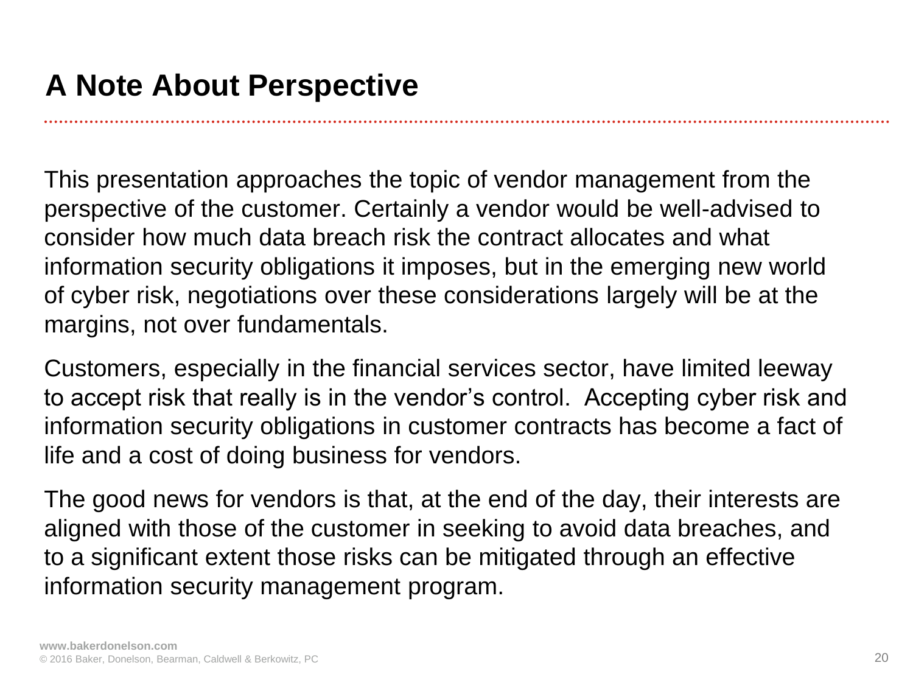# A Note About Perspective

This presentation approaches the topic of vendor management from the perspective of the customer. Certainly a vendor would be well-advised to consider how much data breach risk the contract allocates and what information security obligations it imposes, but in the emerging new world of cyber risk, negotiations over these considerations largely will be at the margins, not over fundamentals.

Customers, especially in the financial services sector, have limited leeway to accept risk that really is in the vendor's control. Accepting cyber risk and information security obligations in customer contracts has become a fact of life and a cost of doing business for vendors.

The good news for vendors is that, at the end of the day, their interests are aligned with those of the customer in seeking to avoid data breaches, and to a significant extent those risks can be mitigated through an effective information security management program.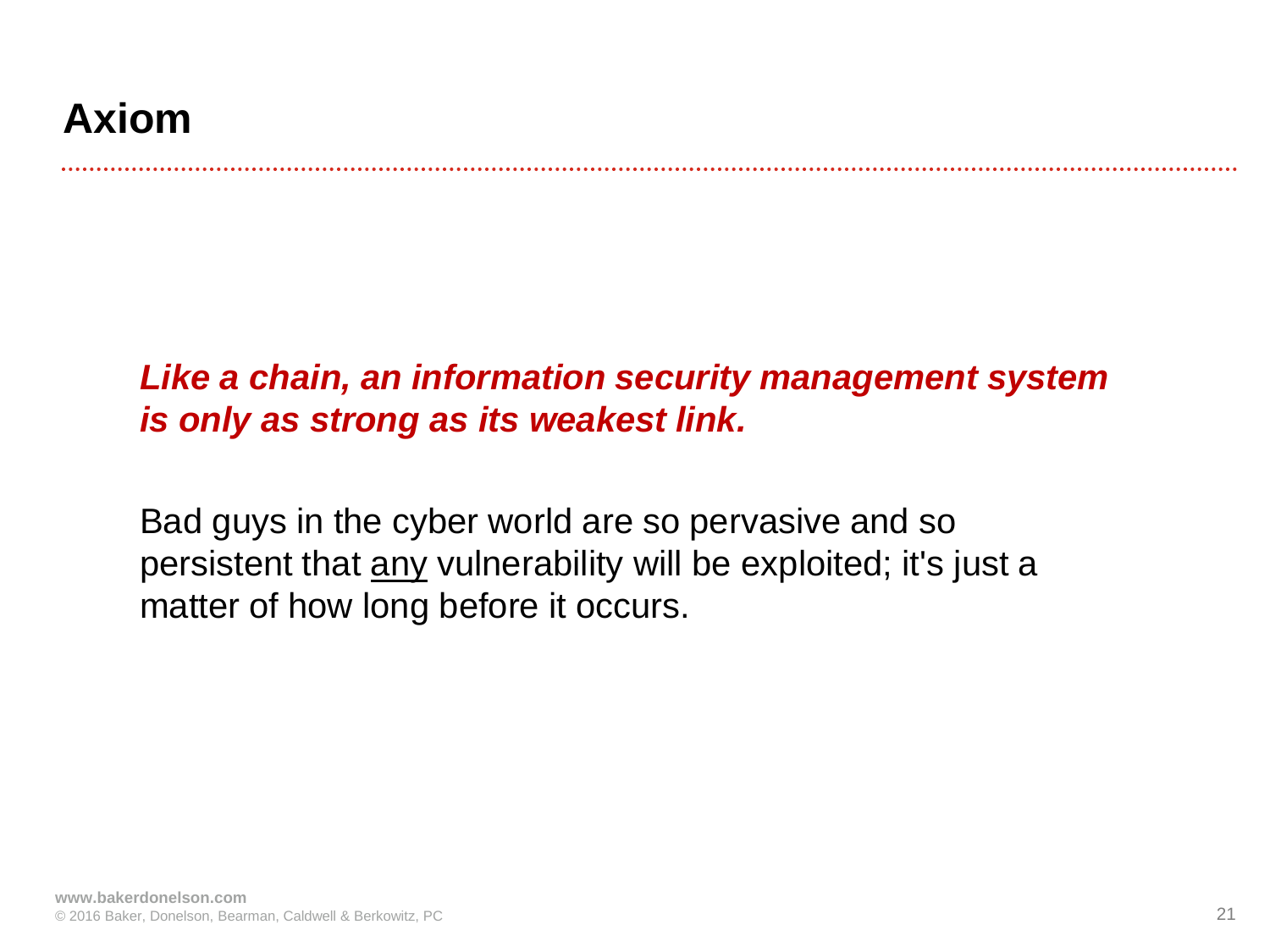# Axiom

***Like a chain, an information security management system is only as strong as its weakest link.***

Bad guys in the cyber world are so pervasive and so persistent that <u>any</u> vulnerability will be exploited; it's just a matter of how long before it occurs.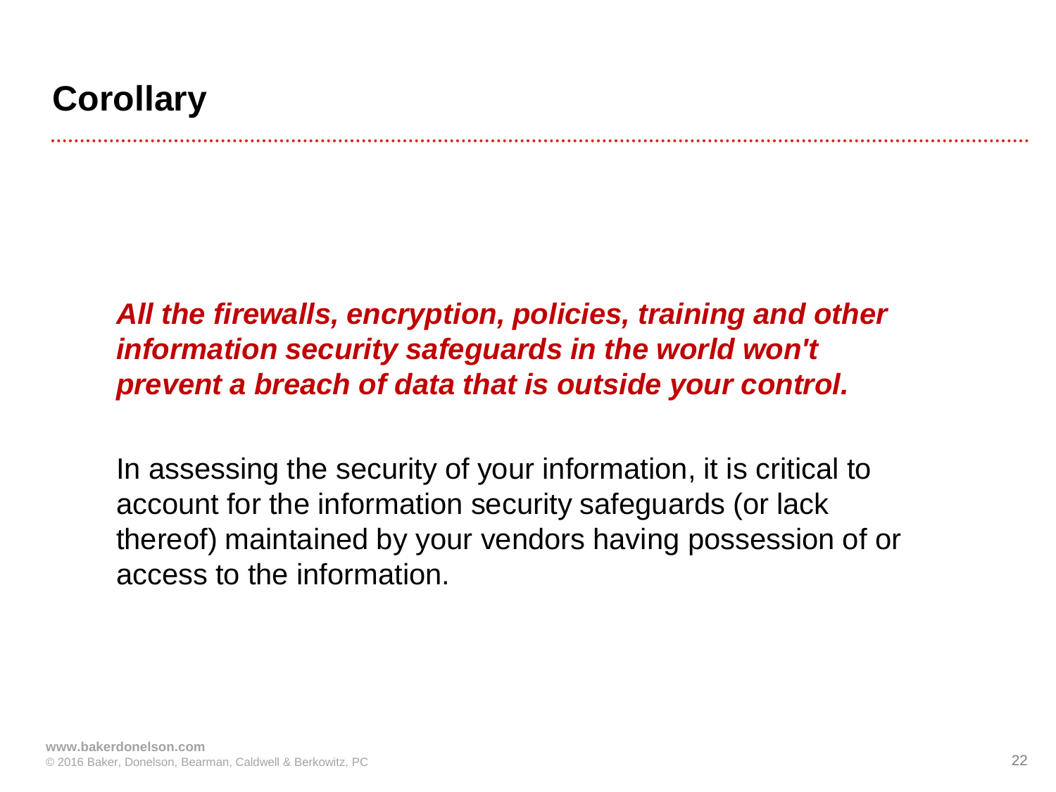# Corollary

***All the firewalls, encryption, policies, training and other information security safeguards in the world won't prevent a breach of data that is outside your control.***

In assessing the security of your information, it is critical to account for the information security safeguards (or lack thereof) maintained by your vendors having possession of or access to the information.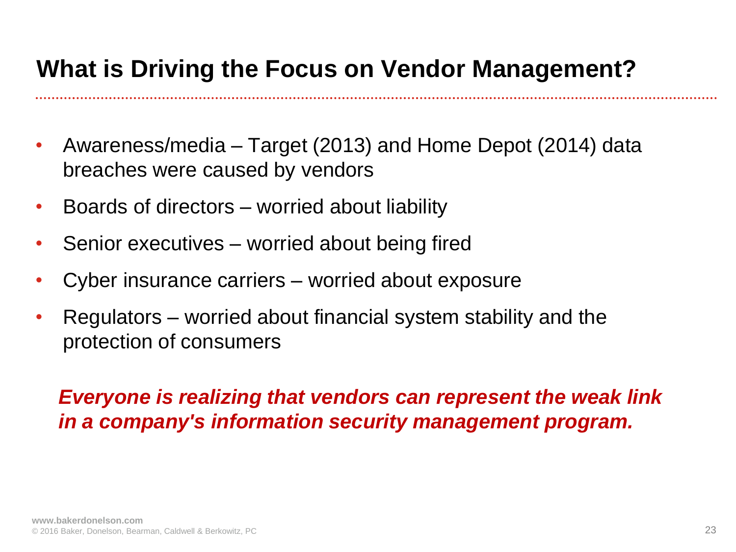# What is Driving the Focus on Vendor Management?

- Awareness/media – Target (2013) and Home Depot (2014) data breaches were caused by vendors
- Boards of directors – worried about liability
- Senior executives – worried about being fired
- Cyber insurance carriers – worried about exposure
- Regulators – worried about financial system stability and the protection of consumers

***Everyone is realizing that vendors can represent the weak link in a company's information security management program.***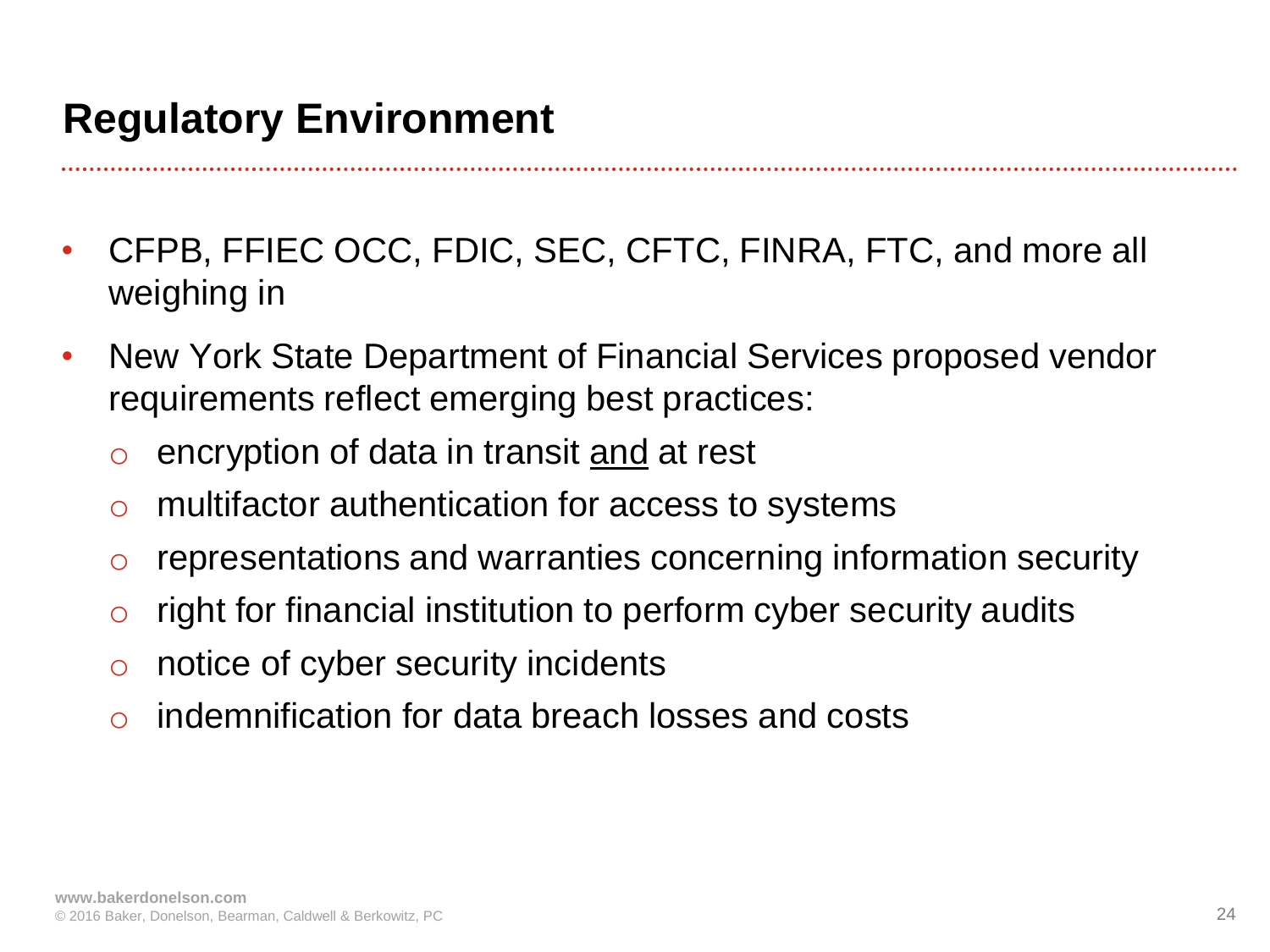## Regulatory Environment

- CFPB, FFIEC OCC, FDIC, SEC, CFTC, FINRA, FTC, and more all weighing in
- New York State Department of Financial Services proposed vendor requirements reflect emerging best practices:
  - encryption of data in transit <u>and</u> at rest
  - multifactor authentication for access to systems
  - representations and warranties concerning information security
  - right for financial institution to perform cyber security audits
  - notice of cyber security incidents
  - indemnification for data breach losses and costs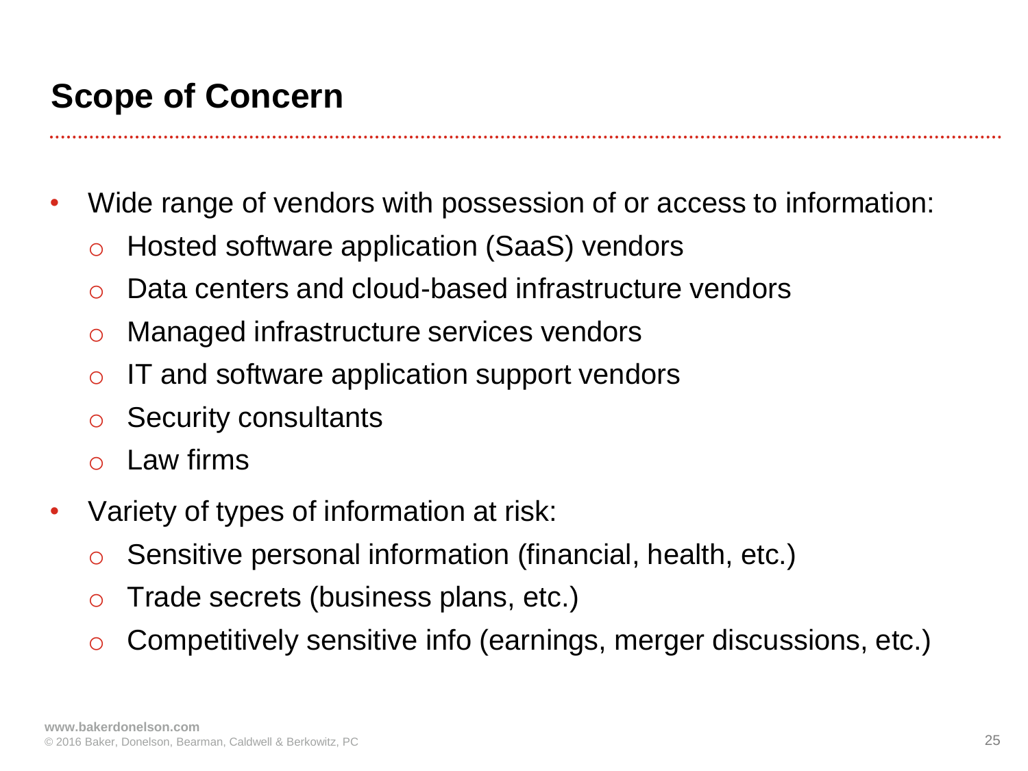# Scope of Concern

- Wide range of vendors with possession of or access to information:
  - Hosted software application (SaaS) vendors
  - Data centers and cloud-based infrastructure vendors
  - Managed infrastructure services vendors
  - IT and software application support vendors
  - Security consultants
  - Law firms
- Variety of types of information at risk:
  - Sensitive personal information (financial, health, etc.)
  - Trade secrets (business plans, etc.)
  - Competitively sensitive info (earnings, merger discussions, etc.)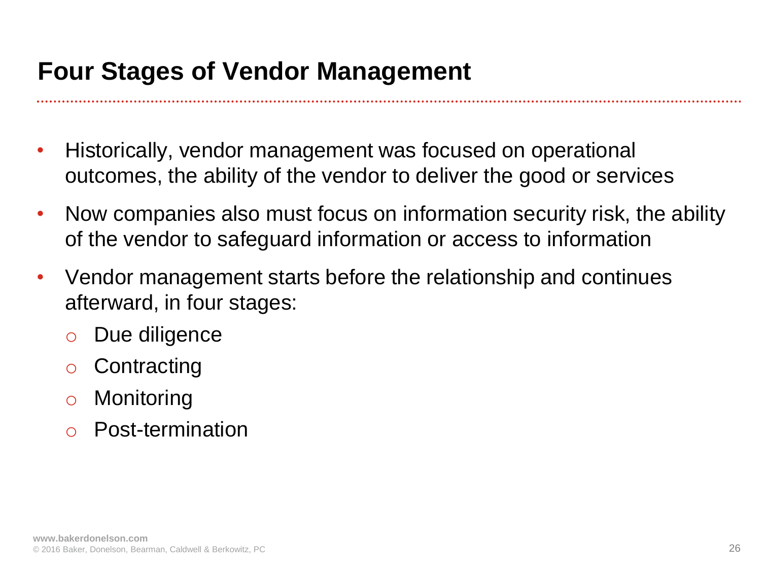# Four Stages of Vendor Management

- Historically, vendor management was focused on operational outcomes, the ability of the vendor to deliver the good or services
- Now companies also must focus on information security risk, the ability of the vendor to safeguard information or access to information
- Vendor management starts before the relationship and continues afterward, in four stages:
  - Due diligence
  - Contracting
  - Monitoring
  - Post-termination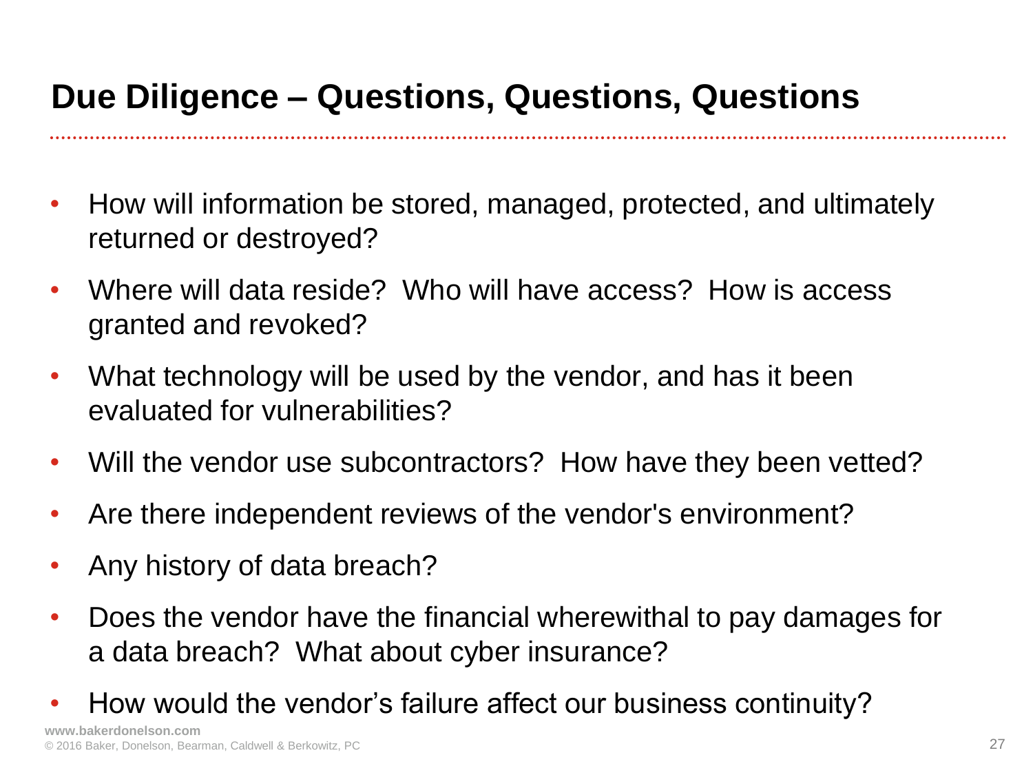# Due Diligence – Questions, Questions, Questions

- How will information be stored, managed, protected, and ultimately returned or destroyed?
- Where will data reside? Who will have access? How is access granted and revoked?
- What technology will be used by the vendor, and has it been evaluated for vulnerabilities?
- Will the vendor use subcontractors? How have they been vetted?
- Are there independent reviews of the vendor's environment?
- Any history of data breach?
- Does the vendor have the financial wherewithal to pay damages for a data breach? What about cyber insurance?
- How would the vendor's failure affect our business continuity?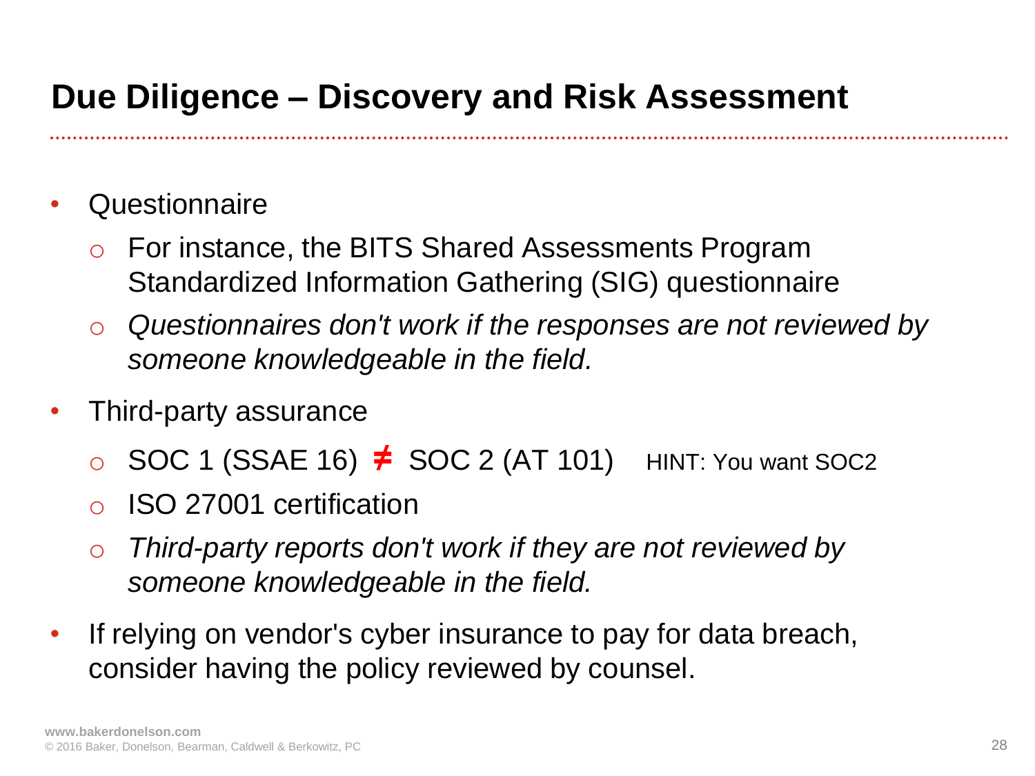# Due Diligence – Discovery and Risk Assessment

- Questionnaire
  - For instance, the BITS Shared Assessments Program Standardized Information Gathering (SIG) questionnaire
  - *Questionnaires don't work if the responses are not reviewed by someone knowledgeable in the field.*
- Third-party assurance
  - SOC 1 (SSAE 16) ≠ SOC 2 (AT 101) HINT: You want SOC2
  - ISO 27001 certification
  - *Third-party reports don't work if they are not reviewed by someone knowledgeable in the field.*
- If relying on vendor's cyber insurance to pay for data breach, consider having the policy reviewed by counsel.

www.bakerdonelson.com
© 2016 Baker, Donelson, Bearman, Caldwell & Berkowitz, PC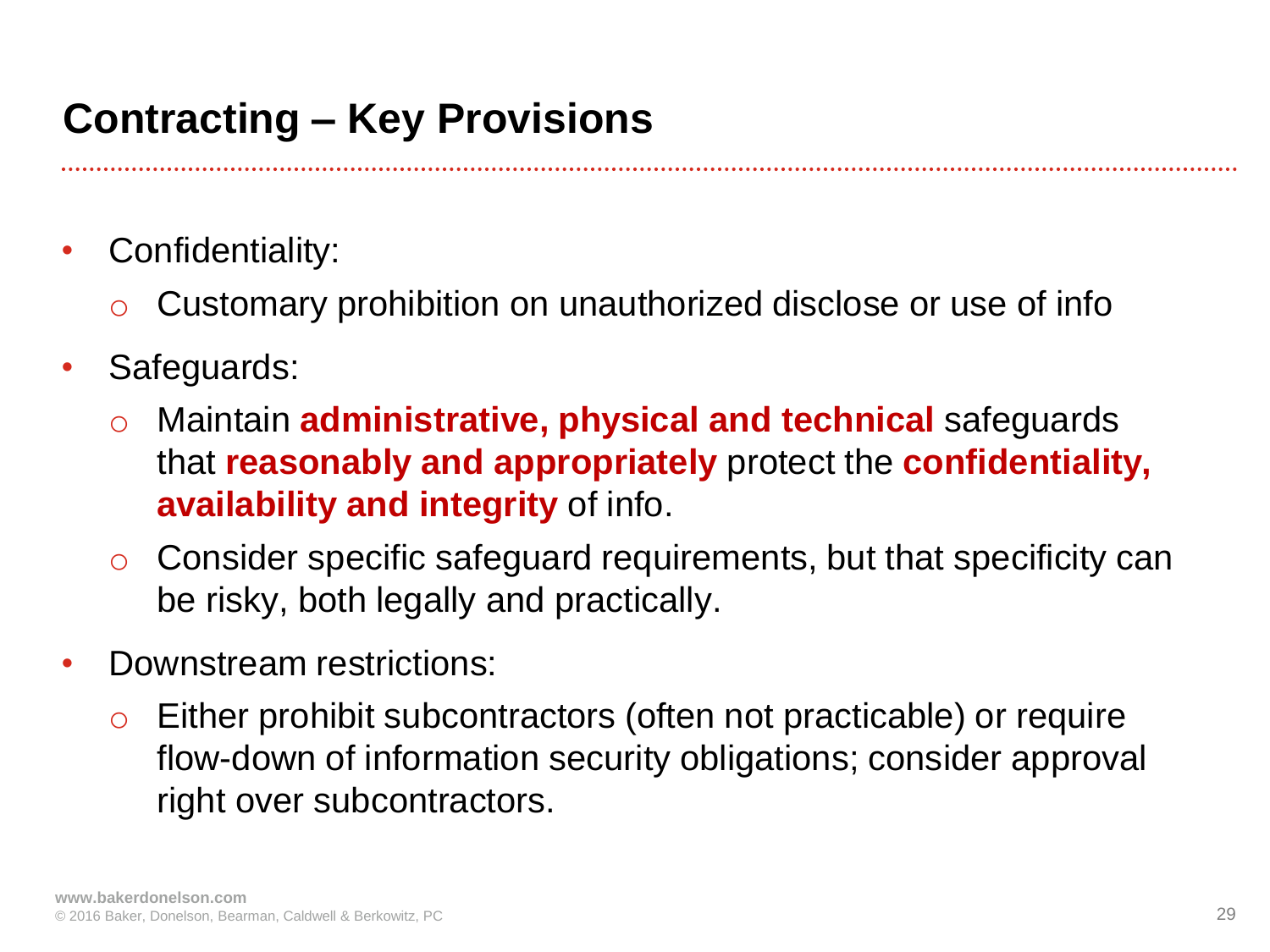# Contracting – Key Provisions

- Confidentiality:
  - Customary prohibition on unauthorized disclose or use of info
- Safeguards:
  - Maintain **administrative, physical and technical** safeguards that **reasonably and appropriately** protect the **confidentiality, availability and integrity** of info.
  - Consider specific safeguard requirements, but that specificity can be risky, both legally and practically.
- Downstream restrictions:
  - Either prohibit subcontractors (often not practicable) or require flow-down of information security obligations; consider approval right over subcontractors.

www.bakerdonelson.com
© 2016 Baker, Donelson, Bearman, Caldwell & Berkowitz, PC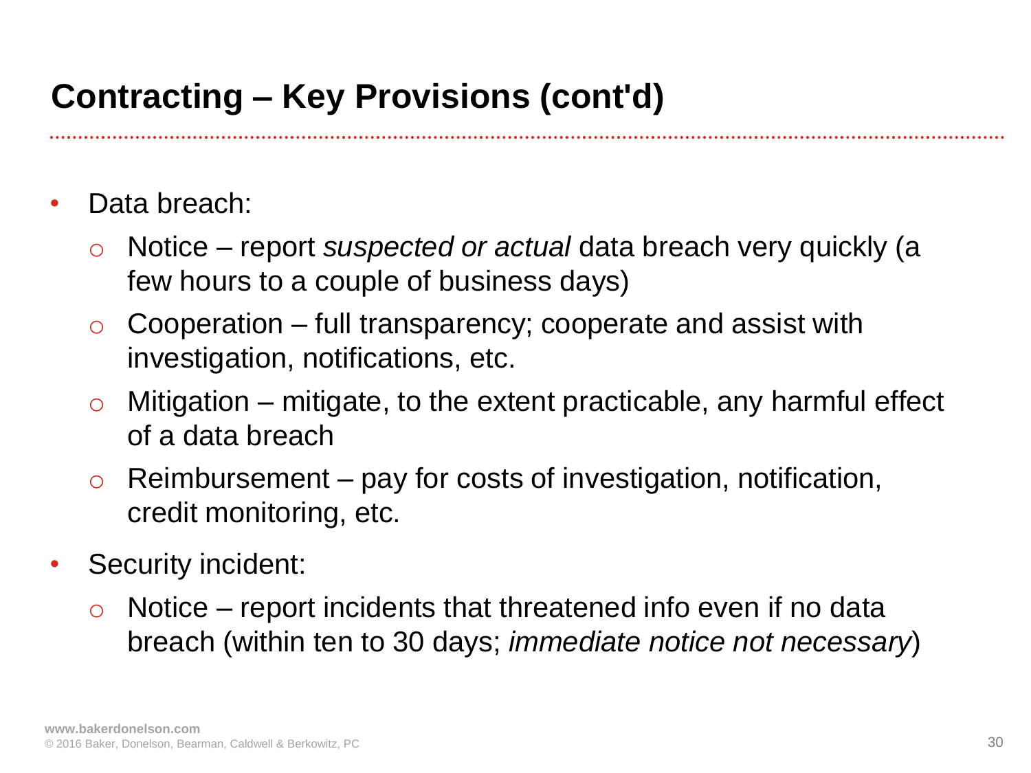# Contracting – Key Provisions (cont'd)

- Data breach:
  - Notice – report *suspected or actual* data breach very quickly (a few hours to a couple of business days)
  - Cooperation – full transparency; cooperate and assist with investigation, notifications, etc.
  - Mitigation – mitigate, to the extent practicable, any harmful effect of a data breach
  - Reimbursement – pay for costs of investigation, notification, credit monitoring, etc.
- Security incident:
  - Notice – report incidents that threatened info even if no data breach (within ten to 30 days; *immediate notice not necessary*)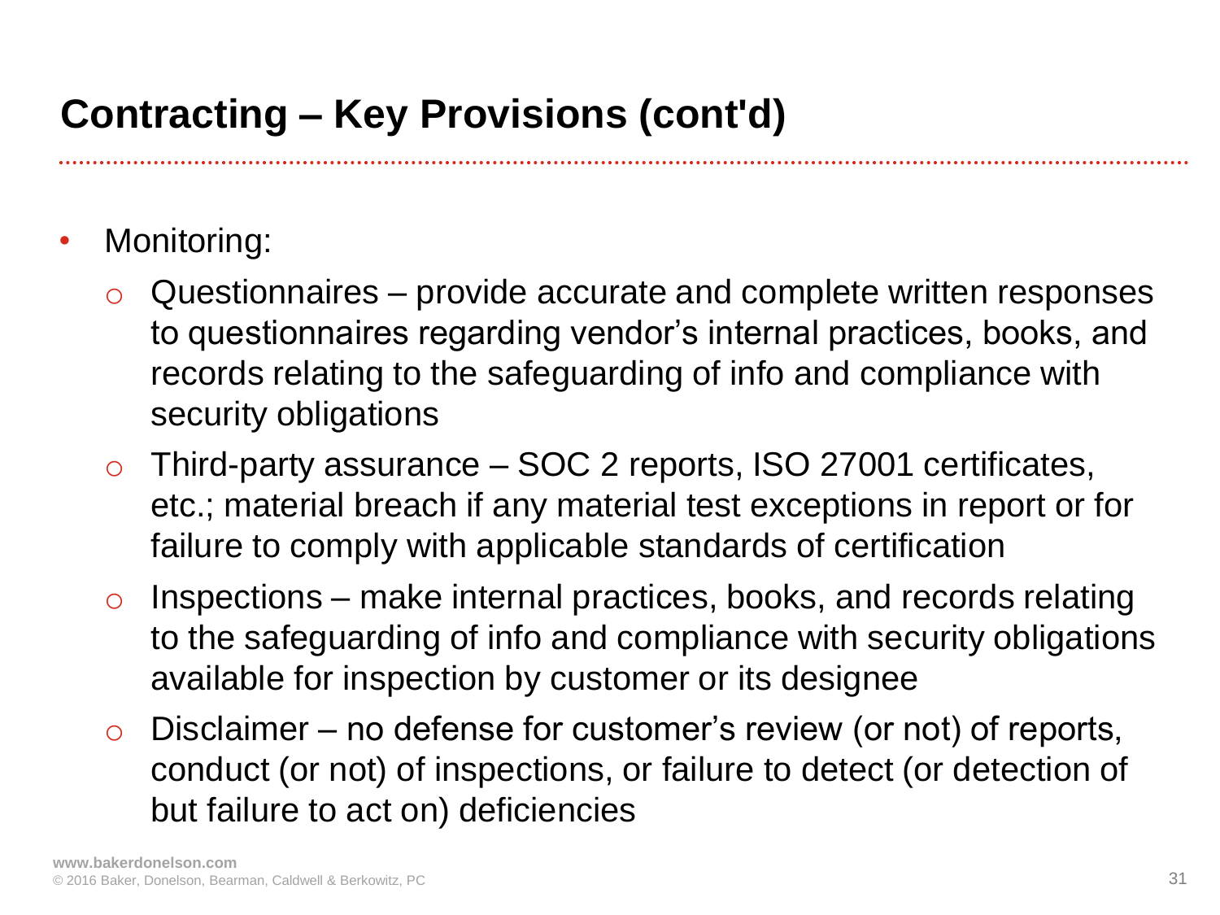## Contracting – Key Provisions (cont'd)

- Monitoring:
  - Questionnaires – provide accurate and complete written responses to questionnaires regarding vendor's internal practices, books, and records relating to the safeguarding of info and compliance with security obligations
  - Third-party assurance – SOC 2 reports, ISO 27001 certificates, etc.; material breach if any material test exceptions in report or for failure to comply with applicable standards of certification
  - Inspections – make internal practices, books, and records relating to the safeguarding of info and compliance with security obligations available for inspection by customer or its designee
  - Disclaimer – no defense for customer's review (or not) of reports, conduct (or not) of inspections, or failure to detect (or detection of but failure to act on) deficiencies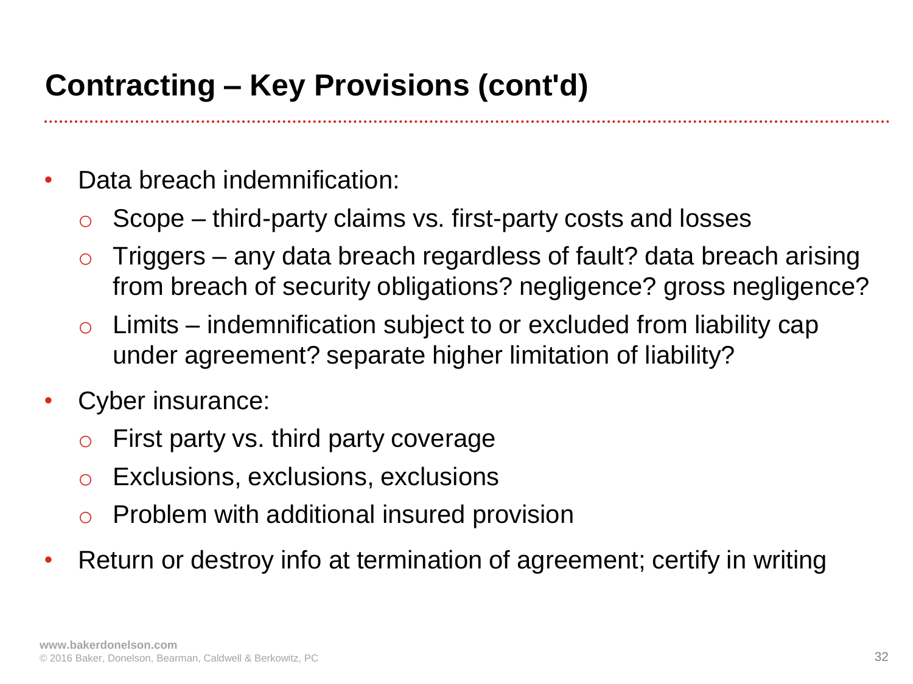# Contracting – Key Provisions (cont'd)

- Data breach indemnification:
  - Scope – third-party claims vs. first-party costs and losses
  - Triggers – any data breach regardless of fault? data breach arising from breach of security obligations? negligence? gross negligence?
  - Limits – indemnification subject to or excluded from liability cap under agreement? separate higher limitation of liability?
- Cyber insurance:
  - First party vs. third party coverage
  - Exclusions, exclusions, exclusions
  - Problem with additional insured provision
- Return or destroy info at termination of agreement; certify in writing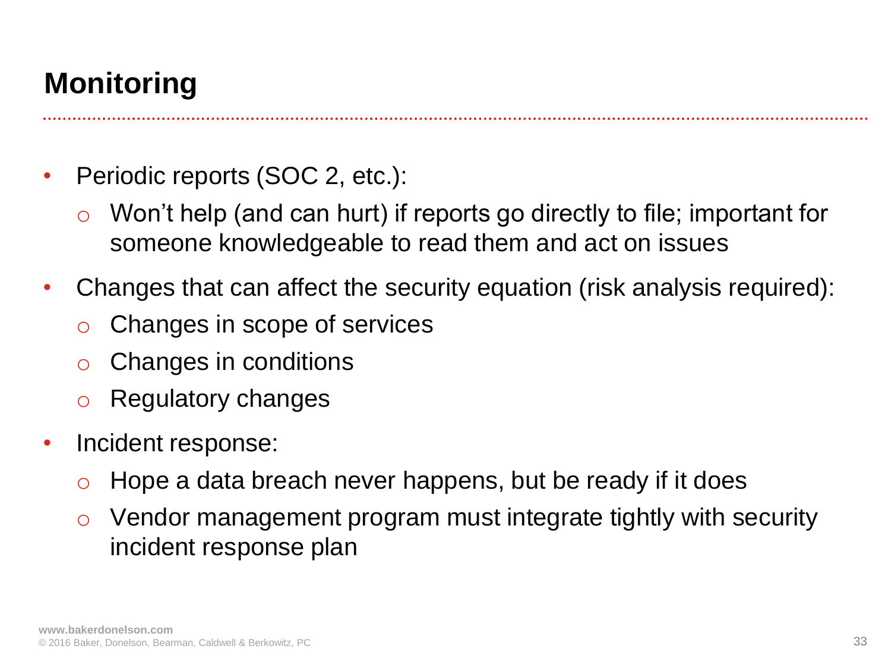# Monitoring

- Periodic reports (SOC 2, etc.):
  - Won't help (and can hurt) if reports go directly to file; important for someone knowledgeable to read them and act on issues
- Changes that can affect the security equation (risk analysis required):
  - Changes in scope of services
  - Changes in conditions
  - Regulatory changes
- Incident response:
  - Hope a data breach never happens, but be ready if it does
  - Vendor management program must integrate tightly with security incident response plan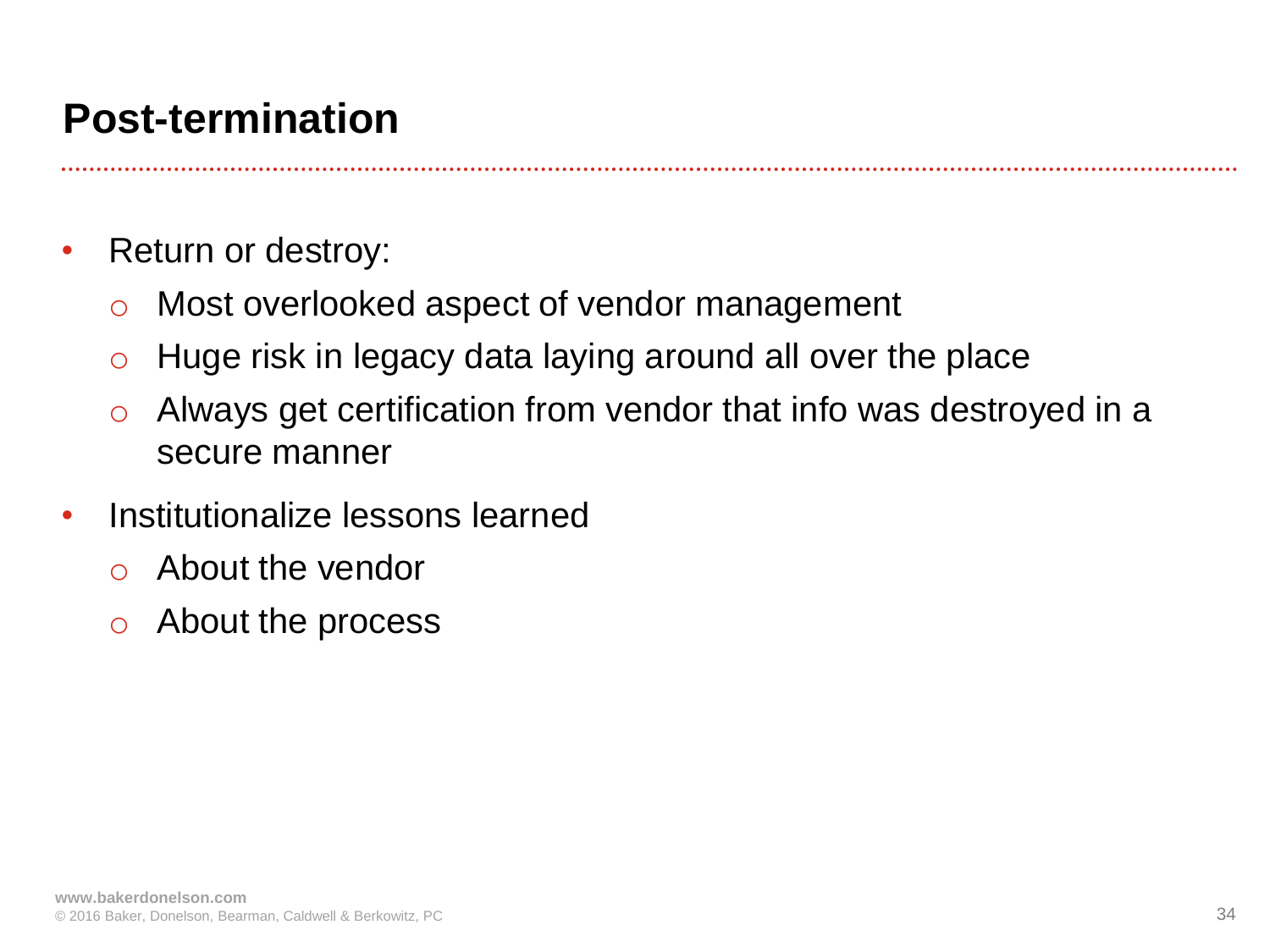# Post-termination

- Return or destroy:
  - Most overlooked aspect of vendor management
  - Huge risk in legacy data laying around all over the place
  - Always get certification from vendor that info was destroyed in a secure manner
- Institutionalize lessons learned
  - About the vendor
  - About the process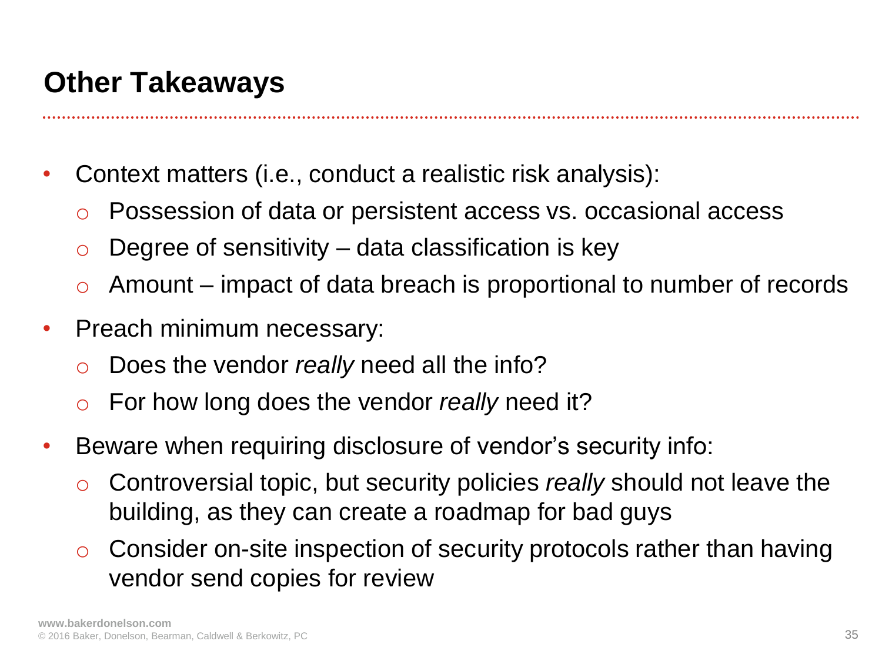# Other Takeaways

- Context matters (i.e., conduct a realistic risk analysis):
  - Possession of data or persistent access vs. occasional access
  - Degree of sensitivity – data classification is key
  - Amount – impact of data breach is proportional to number of records
- Preach minimum necessary:
  - Does the vendor *really* need all the info?
  - For how long does the vendor *really* need it?
- Beware when requiring disclosure of vendor's security info:
  - Controversial topic, but security policies *really* should not leave the building, as they can create a roadmap for bad guys
  - Consider on-site inspection of security protocols rather than having vendor send copies for review

www.bakerdonelson.com
© 2016 Baker, Donelson, Bearman, Caldwell & Berkowitz, PC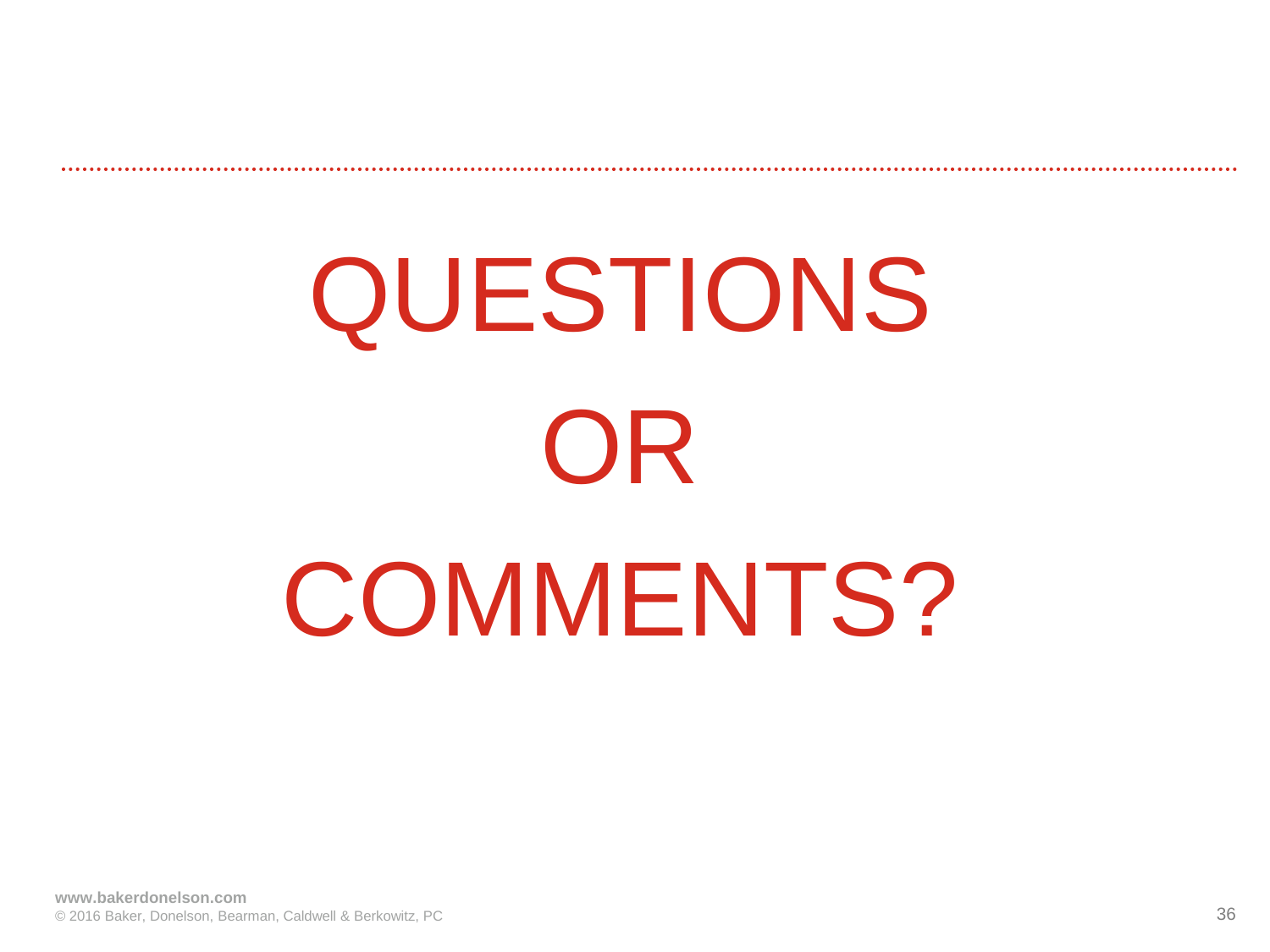# QUESTIONS

# OR

# COMMENTS?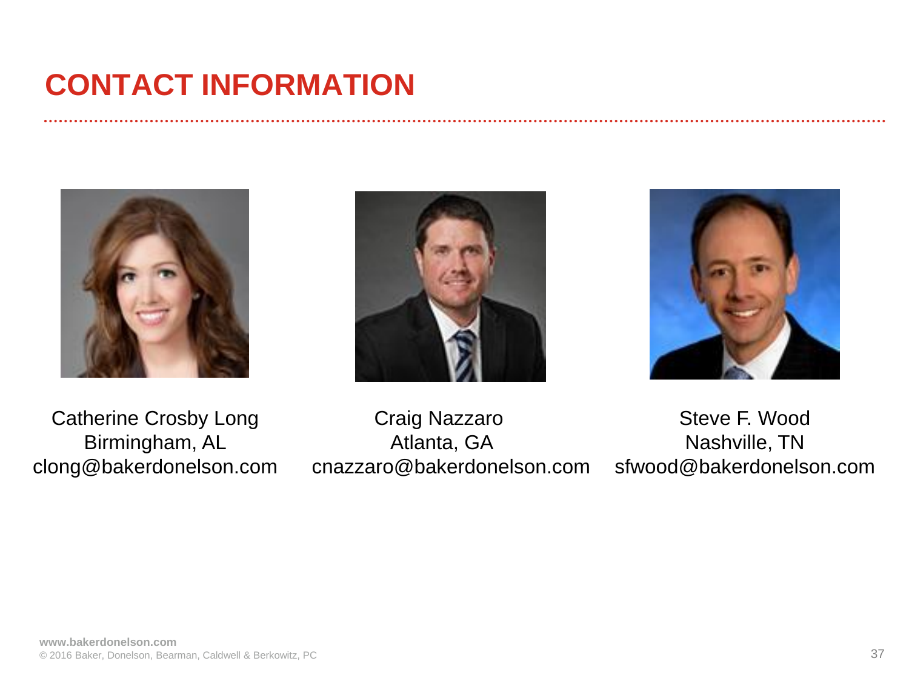# CONTACT INFORMATION

Catherine Crosby Long
Birmingham, AL
clong@bakerdonelson.com

Craig Nazzaro
Atlanta, GA
cnazzaro@bakerdonelson.com

Steve F. Wood
Nashville, TN
sfwood@bakerdonelson.com

**www.bakerdonelson.com**
© 2016 Baker, Donelson, Bearman, Caldwell & Berkowitz, PC